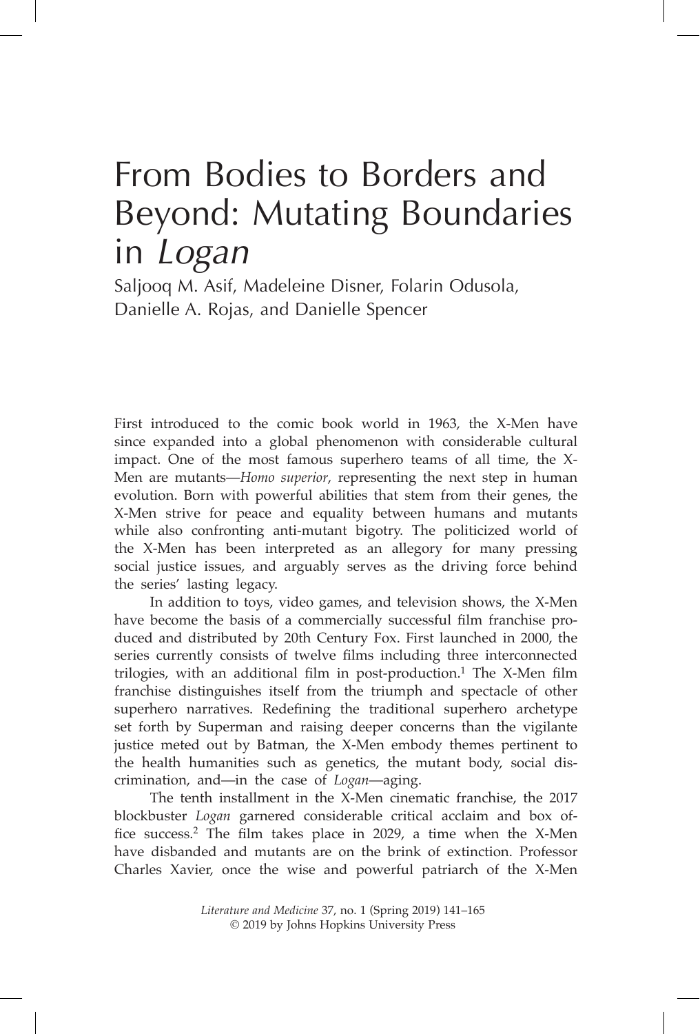# From Bodies to Borders and Beyond: Mutating Boundaries in *Logan*

Saljooq M. Asif, Madeleine Disner, Folarin Odusola, Danielle A. Rojas, and Danielle Spencer

First introduced to the comic book world in 1963, the X-Men have since expanded into a global phenomenon with considerable cultural impact. One of the most famous superhero teams of all time, the X-Men are mutants—*Homo superior*, representing the next step in human evolution. Born with powerful abilities that stem from their genes, the X-Men strive for peace and equality between humans and mutants while also confronting anti-mutant bigotry. The politicized world of the X-Men has been interpreted as an allegory for many pressing social justice issues, and arguably serves as the driving force behind the series' lasting legacy.

In addition to toys, video games, and television shows, the X-Men have become the basis of a commercially successful film franchise produced and distributed by 20th Century Fox. First launched in 2000, the series currently consists of twelve films including three interconnected trilogies, with an additional film in post-production.[1] The X-Men film franchise distinguishes itself from the triumph and spectacle of other superhero narratives. Redefining the traditional superhero archetype set forth by Superman and raising deeper concerns than the vigilante justice meted out by Batman, the X-Men embody themes pertinent to the health humanities such as genetics, the mutant body, social discrimination, and—in the case of *Logan*—aging.

The tenth installment in the X-Men cinematic franchise, the 2017 blockbuster *Logan* garnered considerable critical acclaim and box office success.[2] The film takes place in 2029, a time when the X-Men have disbanded and mutants are on the brink of extinction. Professor Charles Xavier, once the wise and powerful patriarch of the X-Men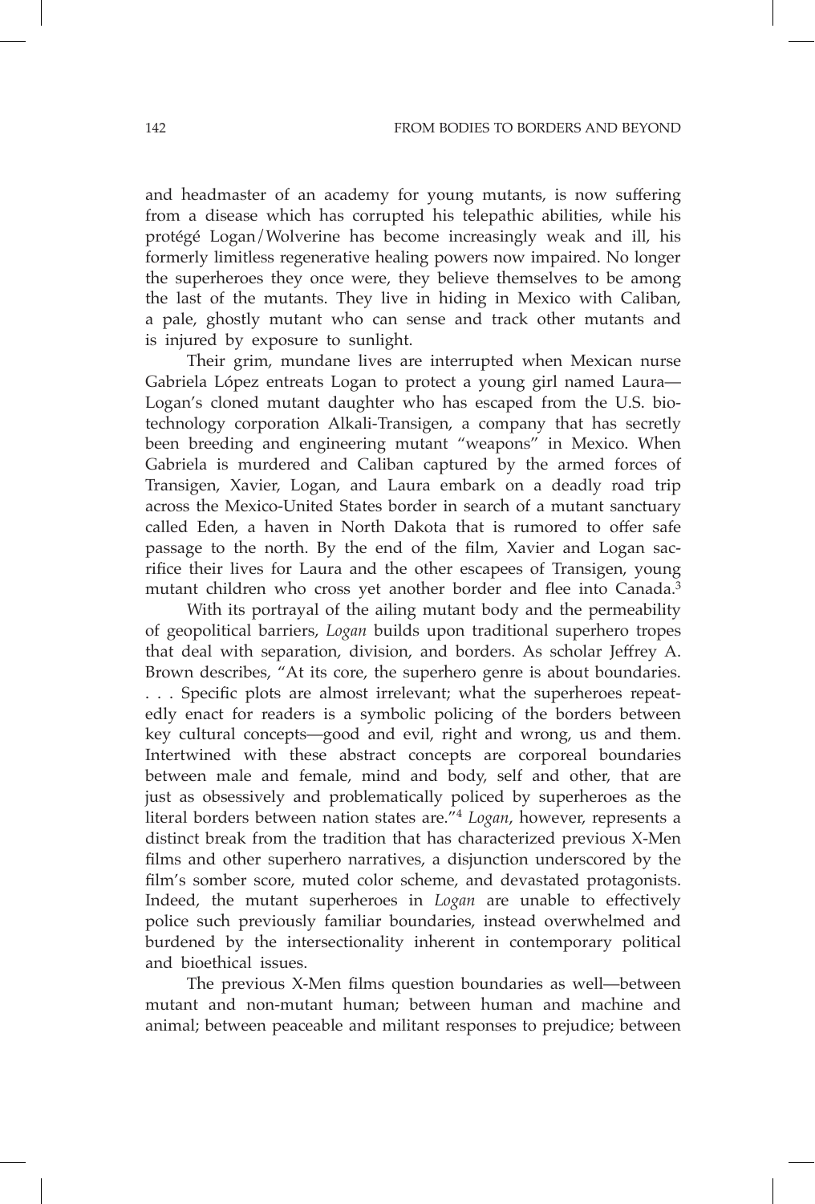and headmaster of an academy for young mutants, is now suffering from a disease which has corrupted his telepathic abilities, while his protégé Logan/Wolverine has become increasingly weak and ill, his formerly limitless regenerative healing powers now impaired. No longer the superheroes they once were, they believe themselves to be among the last of the mutants. They live in hiding in Mexico with Caliban, a pale, ghostly mutant who can sense and track other mutants and is injured by exposure to sunlight.

Their grim, mundane lives are interrupted when Mexican nurse Gabriela López entreats Logan to protect a young girl named Laura—Logan's cloned mutant daughter who has escaped from the U.S. biotechnology corporation Alkali-Transigen, a company that has secretly been breeding and engineering mutant "weapons" in Mexico. When Gabriela is murdered and Caliban captured by the armed forces of Transigen, Xavier, Logan, and Laura embark on a deadly road trip across the Mexico-United States border in search of a mutant sanctuary called Eden, a haven in North Dakota that is rumored to offer safe passage to the north. By the end of the film, Xavier and Logan sacrifice their lives for Laura and the other escapees of Transigen, young mutant children who cross yet another border and flee into Canada.[3]

With its portrayal of the ailing mutant body and the permeability of geopolitical barriers, *Logan* builds upon traditional superhero tropes that deal with separation, division, and borders. As scholar Jeffrey A. Brown describes, "At its core, the superhero genre is about boundaries. . . . Specific plots are almost irrelevant; what the superheroes repeatedly enact for readers is a symbolic policing of the borders between key cultural concepts—good and evil, right and wrong, us and them. Intertwined with these abstract concepts are corporeal boundaries between male and female, mind and body, self and other, that are just as obsessively and problematically policed by superheroes as the literal borders between nation states are."[4] *Logan*, however, represents a distinct break from the tradition that has characterized previous X-Men films and other superhero narratives, a disjunction underscored by the film's somber score, muted color scheme, and devastated protagonists. Indeed, the mutant superheroes in *Logan* are unable to effectively police such previously familiar boundaries, instead overwhelmed and burdened by the intersectionality inherent in contemporary political and bioethical issues.

The previous X-Men films question boundaries as well—between mutant and non-mutant human; between human and machine and animal; between peaceable and militant responses to prejudice; between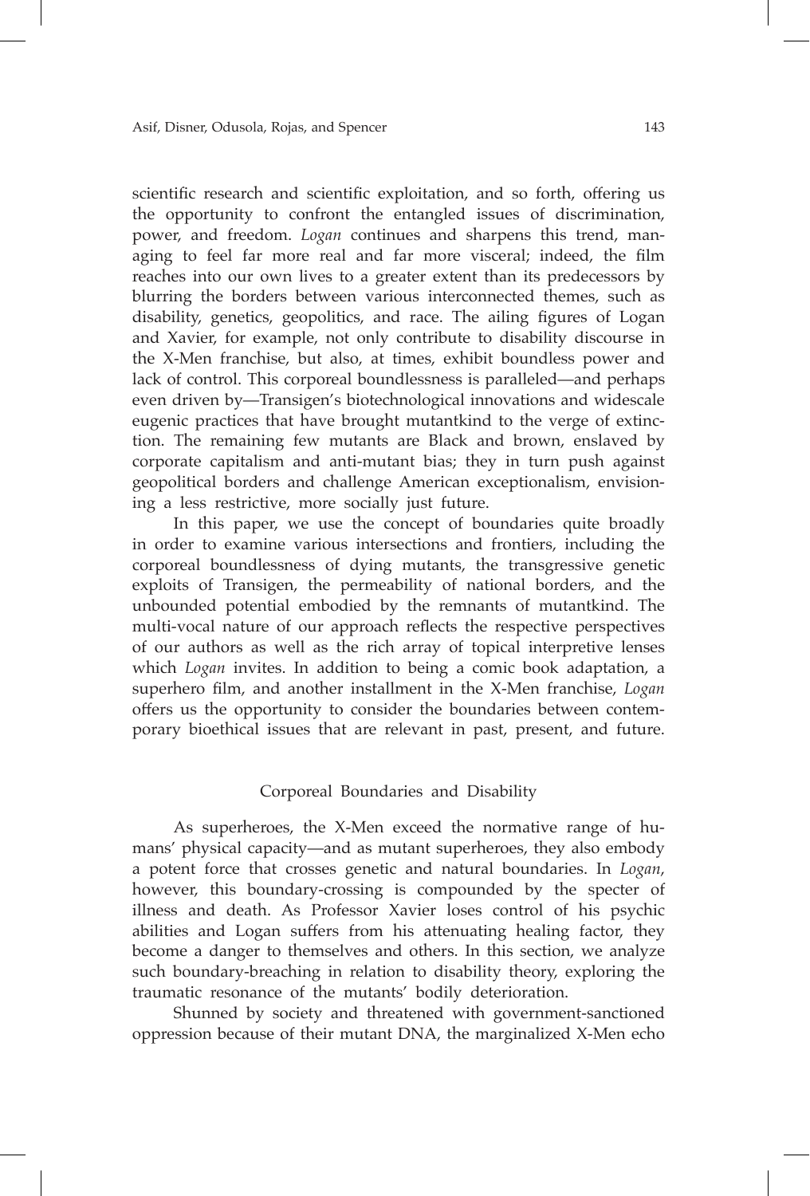scientific research and scientific exploitation, and so forth, offering us the opportunity to confront the entangled issues of discrimination, power, and freedom. *Logan* continues and sharpens this trend, managing to feel far more real and far more visceral; indeed, the film reaches into our own lives to a greater extent than its predecessors by blurring the borders between various interconnected themes, such as disability, genetics, geopolitics, and race. The ailing figures of Logan and Xavier, for example, not only contribute to disability discourse in the X-Men franchise, but also, at times, exhibit boundless power and lack of control. This corporeal boundlessness is paralleled—and perhaps even driven by—Transigen's biotechnological innovations and widescale eugenic practices that have brought mutantkind to the verge of extinction. The remaining few mutants are Black and brown, enslaved by corporate capitalism and anti-mutant bias; they in turn push against geopolitical borders and challenge American exceptionalism, envisioning a less restrictive, more socially just future.

In this paper, we use the concept of boundaries quite broadly in order to examine various intersections and frontiers, including the corporeal boundlessness of dying mutants, the transgressive genetic exploits of Transigen, the permeability of national borders, and the unbounded potential embodied by the remnants of mutantkind. The multi-vocal nature of our approach reflects the respective perspectives of our authors as well as the rich array of topical interpretive lenses which *Logan* invites. In addition to being a comic book adaptation, a superhero film, and another installment in the X-Men franchise, *Logan* offers us the opportunity to consider the boundaries between contemporary bioethical issues that are relevant in past, present, and future.

## Corporeal Boundaries and Disability

As superheroes, the X-Men exceed the normative range of humans' physical capacity—and as mutant superheroes, they also embody a potent force that crosses genetic and natural boundaries. In *Logan*, however, this boundary-crossing is compounded by the specter of illness and death. As Professor Xavier loses control of his psychic abilities and Logan suffers from his attenuating healing factor, they become a danger to themselves and others. In this section, we analyze such boundary-breaching in relation to disability theory, exploring the traumatic resonance of the mutants' bodily deterioration.

Shunned by society and threatened with government-sanctioned oppression because of their mutant DNA, the marginalized X-Men echo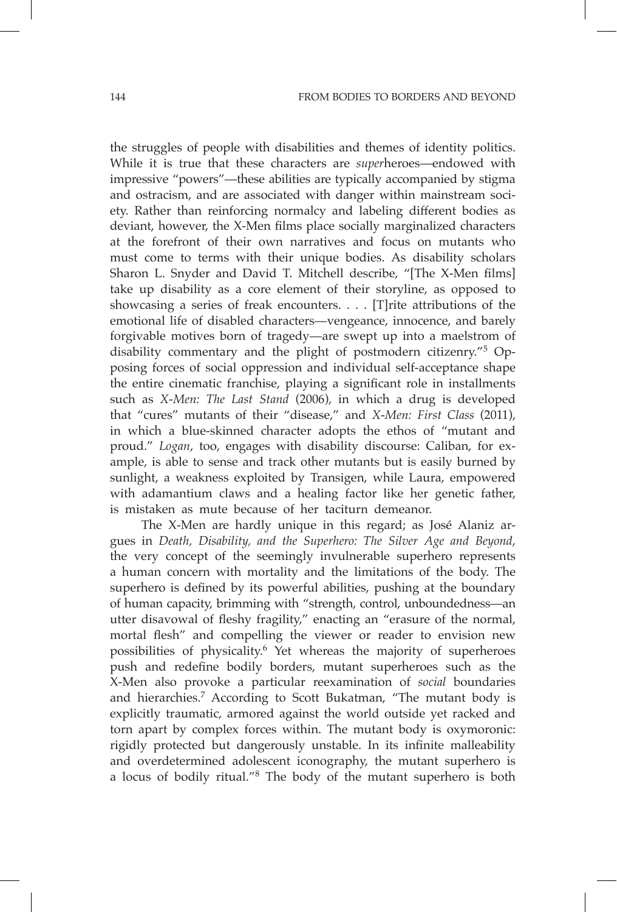the struggles of people with disabilities and themes of identity politics. While it is true that these characters are *super*heroes—endowed with impressive "powers"—these abilities are typically accompanied by stigma and ostracism, and are associated with danger within mainstream society. Rather than reinforcing normalcy and labeling different bodies as deviant, however, the X-Men films place socially marginalized characters at the forefront of their own narratives and focus on mutants who must come to terms with their unique bodies. As disability scholars Sharon L. Snyder and David T. Mitchell describe, "[The X-Men films] take up disability as a core element of their storyline, as opposed to showcasing a series of freak encounters. . . . [T]rite attributions of the emotional life of disabled characters—vengeance, innocence, and barely forgivable motives born of tragedy—are swept up into a maelstrom of disability commentary and the plight of postmodern citizenry."[5] Opposing forces of social oppression and individual self-acceptance shape the entire cinematic franchise, playing a significant role in installments such as *X-Men: The Last Stand* (2006), in which a drug is developed that "cures" mutants of their "disease," and *X-Men: First Class* (2011), in which a blue-skinned character adopts the ethos of "mutant and proud." *Logan*, too, engages with disability discourse: Caliban, for example, is able to sense and track other mutants but is easily burned by sunlight, a weakness exploited by Transigen, while Laura, empowered with adamantium claws and a healing factor like her genetic father, is mistaken as mute because of her taciturn demeanor.

The X-Men are hardly unique in this regard; as José Alaniz argues in *Death, Disability, and the Superhero: The Silver Age and Beyond*, the very concept of the seemingly invulnerable superhero represents a human concern with mortality and the limitations of the body. The superhero is defined by its powerful abilities, pushing at the boundary of human capacity, brimming with "strength, control, unboundedness—an utter disavowal of fleshy fragility," enacting an "erasure of the normal, mortal flesh" and compelling the viewer or reader to envision new possibilities of physicality.[6] Yet whereas the majority of superheroes push and redefine bodily borders, mutant superheroes such as the X-Men also provoke a particular reexamination of *social* boundaries and hierarchies.[7] According to Scott Bukatman, "The mutant body is explicitly traumatic, armored against the world outside yet racked and torn apart by complex forces within. The mutant body is oxymoronic: rigidly protected but dangerously unstable. In its infinite malleability and overdetermined adolescent iconography, the mutant superhero is a locus of bodily ritual."[8] The body of the mutant superhero is both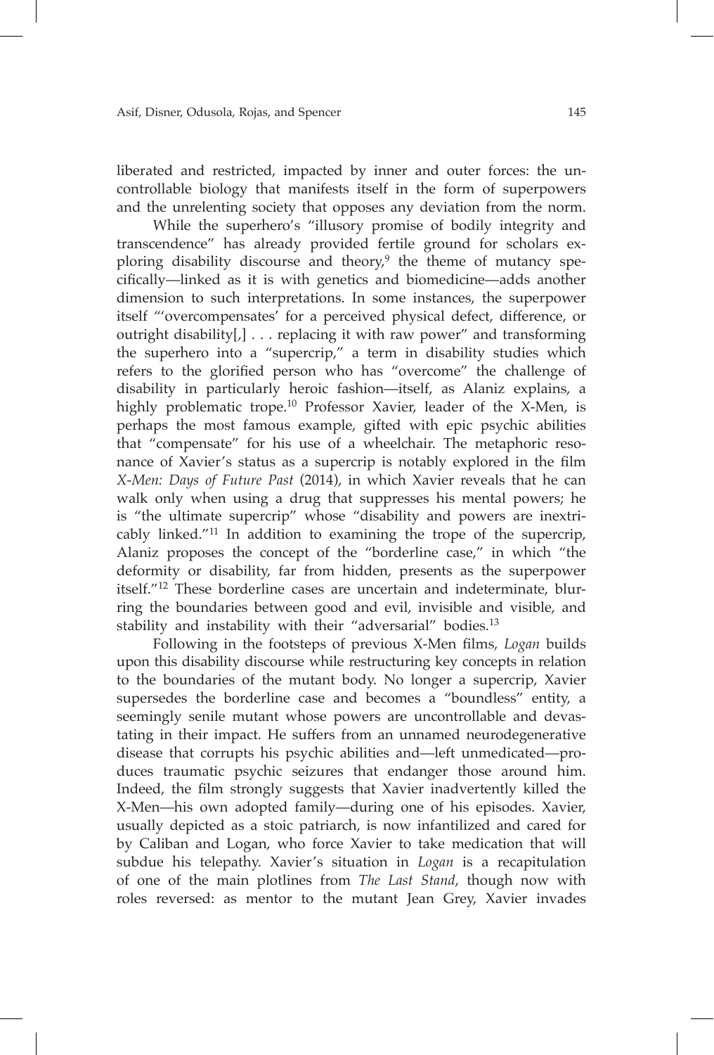liberated and restricted, impacted by inner and outer forces: the uncontrollable biology that manifests itself in the form of superpowers and the unrelenting society that opposes any deviation from the norm.

While the superhero's "illusory promise of bodily integrity and transcendence" has already provided fertile ground for scholars exploring disability discourse and theory,[9] the theme of mutancy specifically—linked as it is with genetics and biomedicine—adds another dimension to such interpretations. In some instances, the superpower itself "'overcompensates' for a perceived physical defect, difference, or outright disability[,] . . . replacing it with raw power" and transforming the superhero into a "supercrip," a term in disability studies which refers to the glorified person who has "overcome" the challenge of disability in particularly heroic fashion—itself, as Alaniz explains, a highly problematic trope.[10] Professor Xavier, leader of the X-Men, is perhaps the most famous example, gifted with epic psychic abilities that "compensate" for his use of a wheelchair. The metaphoric resonance of Xavier's status as a supercrip is notably explored in the film *X-Men: Days of Future Past* (2014), in which Xavier reveals that he can walk only when using a drug that suppresses his mental powers; he is "the ultimate supercrip" whose "disability and powers are inextricably linked."[11] In addition to examining the trope of the supercrip, Alaniz proposes the concept of the "borderline case," in which "the deformity or disability, far from hidden, presents as the superpower itself."[12] These borderline cases are uncertain and indeterminate, blurring the boundaries between good and evil, invisible and visible, and stability and instability with their "adversarial" bodies.[13]

Following in the footsteps of previous X-Men films, *Logan* builds upon this disability discourse while restructuring key concepts in relation to the boundaries of the mutant body. No longer a supercrip, Xavier supersedes the borderline case and becomes a "boundless" entity, a seemingly senile mutant whose powers are uncontrollable and devastating in their impact. He suffers from an unnamed neurodegenerative disease that corrupts his psychic abilities and—left unmedicated—produces traumatic psychic seizures that endanger those around him. Indeed, the film strongly suggests that Xavier inadvertently killed the X-Men—his own adopted family—during one of his episodes. Xavier, usually depicted as a stoic patriarch, is now infantilized and cared for by Caliban and Logan, who force Xavier to take medication that will subdue his telepathy. Xavier's situation in *Logan* is a recapitulation of one of the main plotlines from *The Last Stand*, though now with roles reversed: as mentor to the mutant Jean Grey, Xavier invades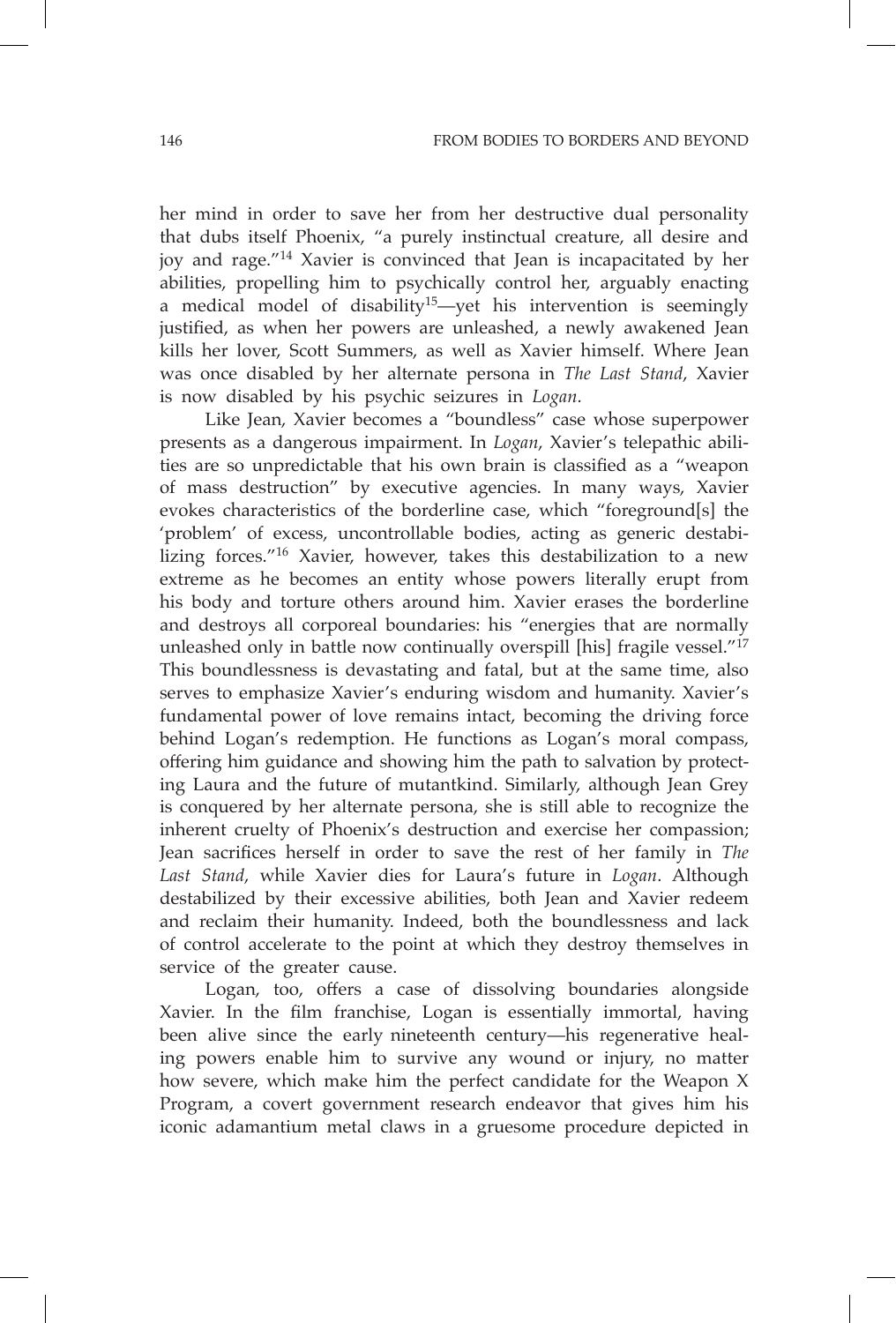her mind in order to save her from her destructive dual personality that dubs itself Phoenix, "a purely instinctual creature, all desire and joy and rage."[14] Xavier is convinced that Jean is incapacitated by her abilities, propelling him to psychically control her, arguably enacting a medical model of disability[15]—yet his intervention is seemingly justified, as when her powers are unleashed, a newly awakened Jean kills her lover, Scott Summers, as well as Xavier himself. Where Jean was once disabled by her alternate persona in *The Last Stand*, Xavier is now disabled by his psychic seizures in *Logan*.

Like Jean, Xavier becomes a "boundless" case whose superpower presents as a dangerous impairment. In *Logan*, Xavier's telepathic abilities are so unpredictable that his own brain is classified as a "weapon of mass destruction" by executive agencies. In many ways, Xavier evokes characteristics of the borderline case, which "foreground[s] the 'problem' of excess, uncontrollable bodies, acting as generic destabilizing forces."[16] Xavier, however, takes this destabilization to a new extreme as he becomes an entity whose powers literally erupt from his body and torture others around him. Xavier erases the borderline and destroys all corporeal boundaries: his "energies that are normally unleashed only in battle now continually overspill [his] fragile vessel."[17] This boundlessness is devastating and fatal, but at the same time, also serves to emphasize Xavier's enduring wisdom and humanity. Xavier's fundamental power of love remains intact, becoming the driving force behind Logan's redemption. He functions as Logan's moral compass, offering him guidance and showing him the path to salvation by protecting Laura and the future of mutantkind. Similarly, although Jean Grey is conquered by her alternate persona, she is still able to recognize the inherent cruelty of Phoenix's destruction and exercise her compassion; Jean sacrifices herself in order to save the rest of her family in *The Last Stand*, while Xavier dies for Laura's future in *Logan*. Although destabilized by their excessive abilities, both Jean and Xavier redeem and reclaim their humanity. Indeed, both the boundlessness and lack of control accelerate to the point at which they destroy themselves in service of the greater cause.

Logan, too, offers a case of dissolving boundaries alongside Xavier. In the film franchise, Logan is essentially immortal, having been alive since the early nineteenth century—his regenerative healing powers enable him to survive any wound or injury, no matter how severe, which make him the perfect candidate for the Weapon X Program, a covert government research endeavor that gives him his iconic adamantium metal claws in a gruesome procedure depicted in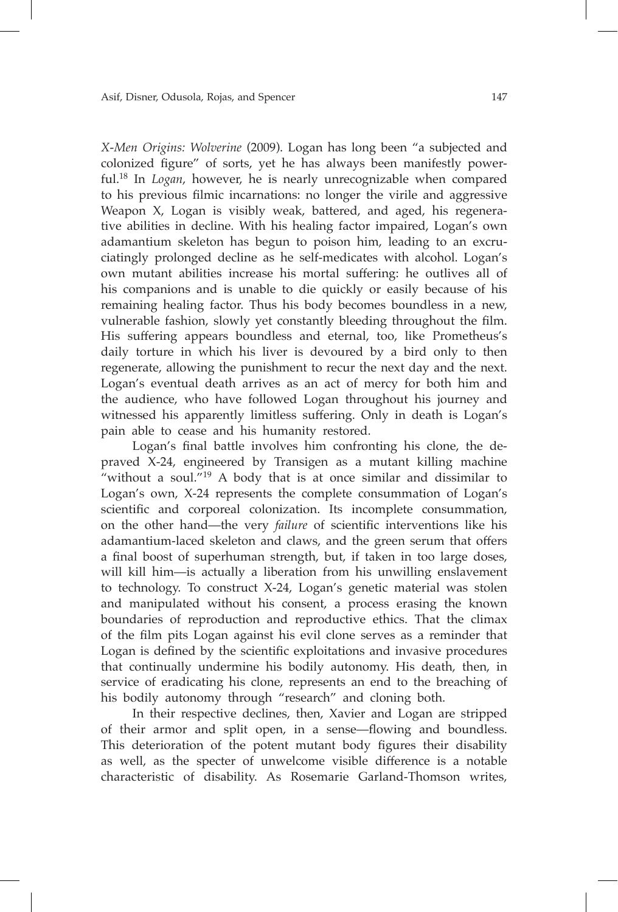*X-Men Origins: Wolverine* (2009). Logan has long been "a subjected and colonized figure" of sorts, yet he has always been manifestly powerful.[18] In *Logan*, however, he is nearly unrecognizable when compared to his previous filmic incarnations: no longer the virile and aggressive Weapon X, Logan is visibly weak, battered, and aged, his regenerative abilities in decline. With his healing factor impaired, Logan's own adamantium skeleton has begun to poison him, leading to an excruciatingly prolonged decline as he self-medicates with alcohol. Logan's own mutant abilities increase his mortal suffering: he outlives all of his companions and is unable to die quickly or easily because of his remaining healing factor. Thus his body becomes boundless in a new, vulnerable fashion, slowly yet constantly bleeding throughout the film. His suffering appears boundless and eternal, too, like Prometheus's daily torture in which his liver is devoured by a bird only to then regenerate, allowing the punishment to recur the next day and the next. Logan's eventual death arrives as an act of mercy for both him and the audience, who have followed Logan throughout his journey and witnessed his apparently limitless suffering. Only in death is Logan's pain able to cease and his humanity restored.

Logan's final battle involves him confronting his clone, the depraved X-24, engineered by Transigen as a mutant killing machine "without a soul."[19] A body that is at once similar and dissimilar to Logan's own, X-24 represents the complete consummation of Logan's scientific and corporeal colonization. Its incomplete consummation, on the other hand—the very *failure* of scientific interventions like his adamantium-laced skeleton and claws, and the green serum that offers a final boost of superhuman strength, but, if taken in too large doses, will kill him—is actually a liberation from his unwilling enslavement to technology. To construct X-24, Logan's genetic material was stolen and manipulated without his consent, a process erasing the known boundaries of reproduction and reproductive ethics. That the climax of the film pits Logan against his evil clone serves as a reminder that Logan is defined by the scientific exploitations and invasive procedures that continually undermine his bodily autonomy. His death, then, in service of eradicating his clone, represents an end to the breaching of his bodily autonomy through "research" and cloning both.

In their respective declines, then, Xavier and Logan are stripped of their armor and split open, in a sense—flowing and boundless. This deterioration of the potent mutant body figures their disability as well, as the specter of unwelcome visible difference is a notable characteristic of disability. As Rosemarie Garland-Thomson writes,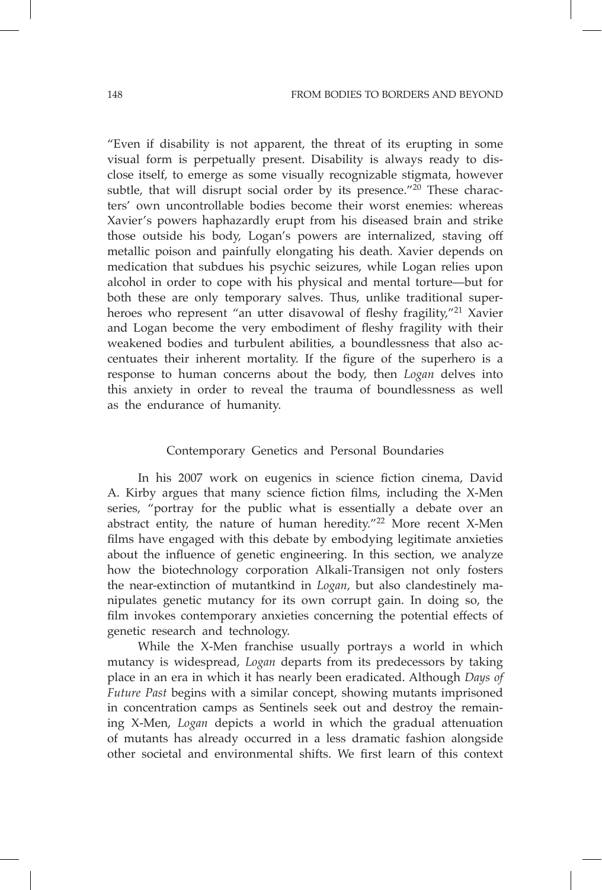"Even if disability is not apparent, the threat of its erupting in some visual form is perpetually present. Disability is always ready to disclose itself, to emerge as some visually recognizable stigmata, however subtle, that will disrupt social order by its presence."[20] These characters' own uncontrollable bodies become their worst enemies: whereas Xavier's powers haphazardly erupt from his diseased brain and strike those outside his body, Logan's powers are internalized, staving off metallic poison and painfully elongating his death. Xavier depends on medication that subdues his psychic seizures, while Logan relies upon alcohol in order to cope with his physical and mental torture—but for both these are only temporary salves. Thus, unlike traditional superheroes who represent "an utter disavowal of fleshy fragility,"[21] Xavier and Logan become the very embodiment of fleshy fragility with their weakened bodies and turbulent abilities, a boundlessness that also accentuates their inherent mortality. If the figure of the superhero is a response to human concerns about the body, then *Logan* delves into this anxiety in order to reveal the trauma of boundlessness as well as the endurance of humanity.

## Contemporary Genetics and Personal Boundaries

In his 2007 work on eugenics in science fiction cinema, David A. Kirby argues that many science fiction films, including the X-Men series, "portray for the public what is essentially a debate over an abstract entity, the nature of human heredity."[22] More recent X-Men films have engaged with this debate by embodying legitimate anxieties about the influence of genetic engineering. In this section, we analyze how the biotechnology corporation Alkali-Transigen not only fosters the near-extinction of mutantkind in *Logan*, but also clandestinely manipulates genetic mutancy for its own corrupt gain. In doing so, the film invokes contemporary anxieties concerning the potential effects of genetic research and technology.

While the X-Men franchise usually portrays a world in which mutancy is widespread, *Logan* departs from its predecessors by taking place in an era in which it has nearly been eradicated. Although *Days of Future Past* begins with a similar concept, showing mutants imprisoned in concentration camps as Sentinels seek out and destroy the remaining X-Men, *Logan* depicts a world in which the gradual attenuation of mutants has already occurred in a less dramatic fashion alongside other societal and environmental shifts. We first learn of this context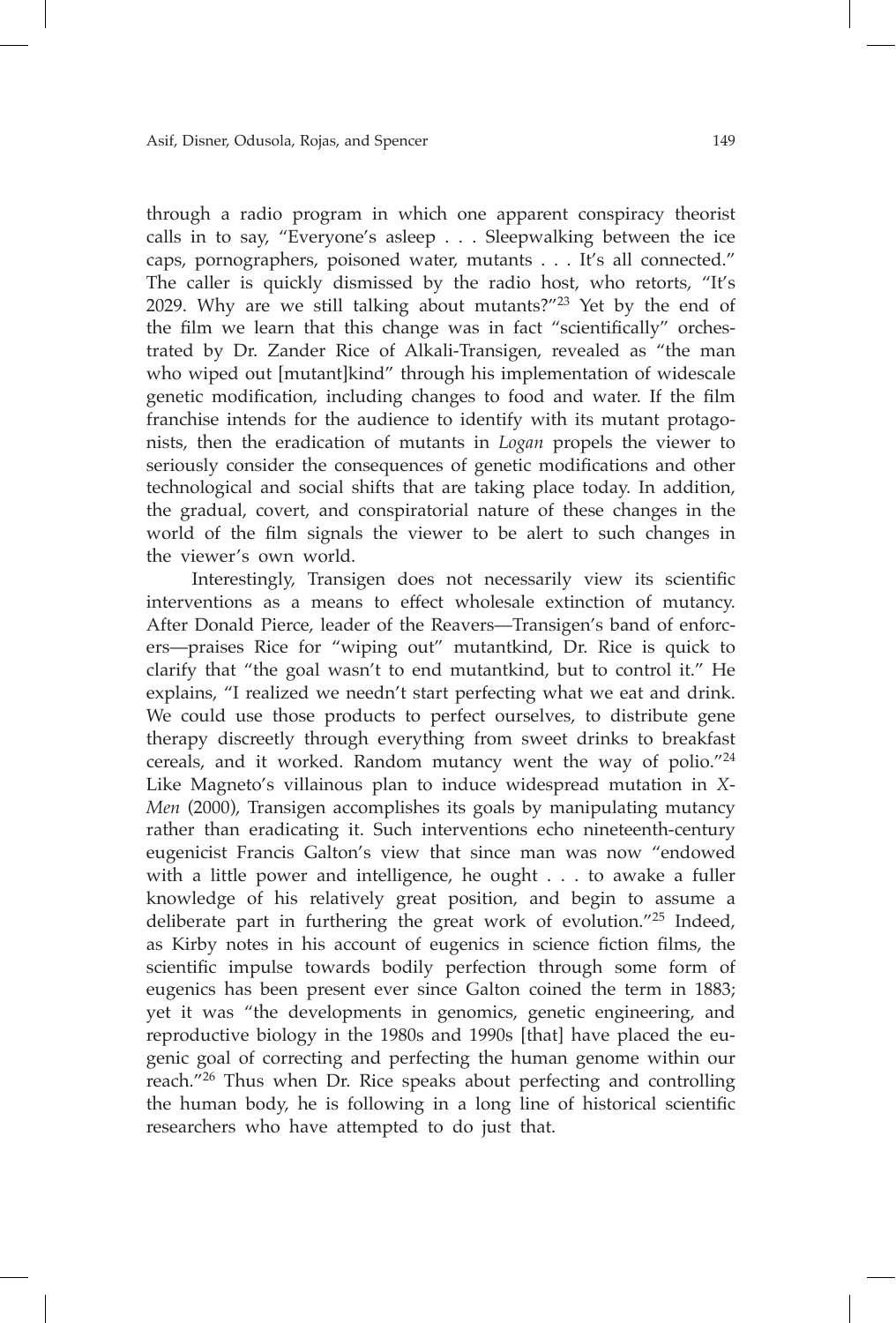through a radio program in which one apparent conspiracy theorist calls in to say, "Everyone's asleep . . . Sleepwalking between the ice caps, pornographers, poisoned water, mutants . . . It's all connected." The caller is quickly dismissed by the radio host, who retorts, "It's 2029. Why are we still talking about mutants?"[23] Yet by the end of the film we learn that this change was in fact "scientifically" orchestrated by Dr. Zander Rice of Alkali-Transigen, revealed as "the man who wiped out [mutant]kind" through his implementation of widescale genetic modification, including changes to food and water. If the film franchise intends for the audience to identify with its mutant protagonists, then the eradication of mutants in *Logan* propels the viewer to seriously consider the consequences of genetic modifications and other technological and social shifts that are taking place today. In addition, the gradual, covert, and conspiratorial nature of these changes in the world of the film signals the viewer to be alert to such changes in the viewer's own world.

Interestingly, Transigen does not necessarily view its scientific interventions as a means to effect wholesale extinction of mutancy. After Donald Pierce, leader of the Reavers—Transigen's band of enforcers—praises Rice for "wiping out" mutantkind, Dr. Rice is quick to clarify that "the goal wasn't to end mutantkind, but to control it." He explains, "I realized we needn't start perfecting what we eat and drink. We could use those products to perfect ourselves, to distribute gene therapy discreetly through everything from sweet drinks to breakfast cereals, and it worked. Random mutancy went the way of polio."[24] Like Magneto's villainous plan to induce widespread mutation in *X-Men* (2000), Transigen accomplishes its goals by manipulating mutancy rather than eradicating it. Such interventions echo nineteenth-century eugenicist Francis Galton's view that since man was now "endowed with a little power and intelligence, he ought . . . to awake a fuller knowledge of his relatively great position, and begin to assume a deliberate part in furthering the great work of evolution."[25] Indeed, as Kirby notes in his account of eugenics in science fiction films, the scientific impulse towards bodily perfection through some form of eugenics has been present ever since Galton coined the term in 1883; yet it was "the developments in genomics, genetic engineering, and reproductive biology in the 1980s and 1990s [that] have placed the eugenic goal of correcting and perfecting the human genome within our reach."[26] Thus when Dr. Rice speaks about perfecting and controlling the human body, he is following in a long line of historical scientific researchers who have attempted to do just that.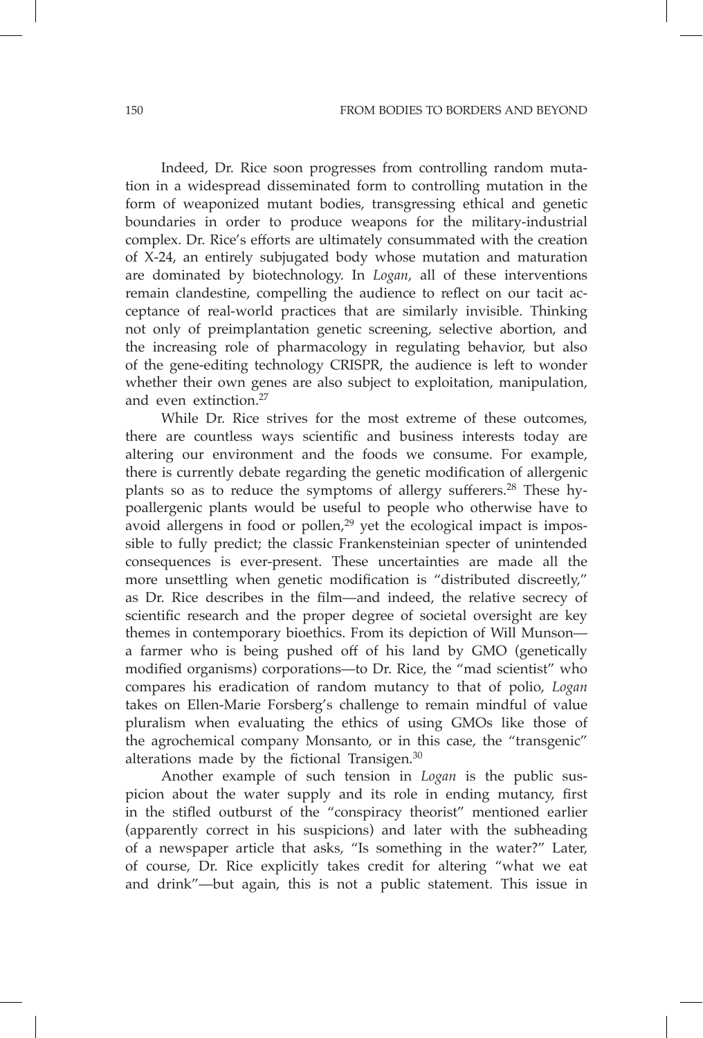Indeed, Dr. Rice soon progresses from controlling random mutation in a widespread disseminated form to controlling mutation in the form of weaponized mutant bodies, transgressing ethical and genetic boundaries in order to produce weapons for the military-industrial complex. Dr. Rice's efforts are ultimately consummated with the creation of X-24, an entirely subjugated body whose mutation and maturation are dominated by biotechnology. In *Logan*, all of these interventions remain clandestine, compelling the audience to reflect on our tacit acceptance of real-world practices that are similarly invisible. Thinking not only of preimplantation genetic screening, selective abortion, and the increasing role of pharmacology in regulating behavior, but also of the gene-editing technology CRISPR, the audience is left to wonder whether their own genes are also subject to exploitation, manipulation, and even extinction.[27]

While Dr. Rice strives for the most extreme of these outcomes, there are countless ways scientific and business interests today are altering our environment and the foods we consume. For example, there is currently debate regarding the genetic modification of allergenic plants so as to reduce the symptoms of allergy sufferers.[28] These hypoallergenic plants would be useful to people who otherwise have to avoid allergens in food or pollen,[29] yet the ecological impact is impossible to fully predict; the classic Frankensteinian specter of unintended consequences is ever-present. These uncertainties are made all the more unsettling when genetic modification is "distributed discreetly," as Dr. Rice describes in the film—and indeed, the relative secrecy of scientific research and the proper degree of societal oversight are key themes in contemporary bioethics. From its depiction of Will Munson—a farmer who is being pushed off of his land by GMO (genetically modified organisms) corporations—to Dr. Rice, the "mad scientist" who compares his eradication of random mutancy to that of polio, *Logan* takes on Ellen-Marie Forsberg's challenge to remain mindful of value pluralism when evaluating the ethics of using GMOs like those of the agrochemical company Monsanto, or in this case, the "transgenic" alterations made by the fictional Transigen.[30]

Another example of such tension in *Logan* is the public suspicion about the water supply and its role in ending mutancy, first in the stifled outburst of the "conspiracy theorist" mentioned earlier (apparently correct in his suspicions) and later with the subheading of a newspaper article that asks, "Is something in the water?" Later, of course, Dr. Rice explicitly takes credit for altering "what we eat and drink"—but again, this is not a public statement. This issue in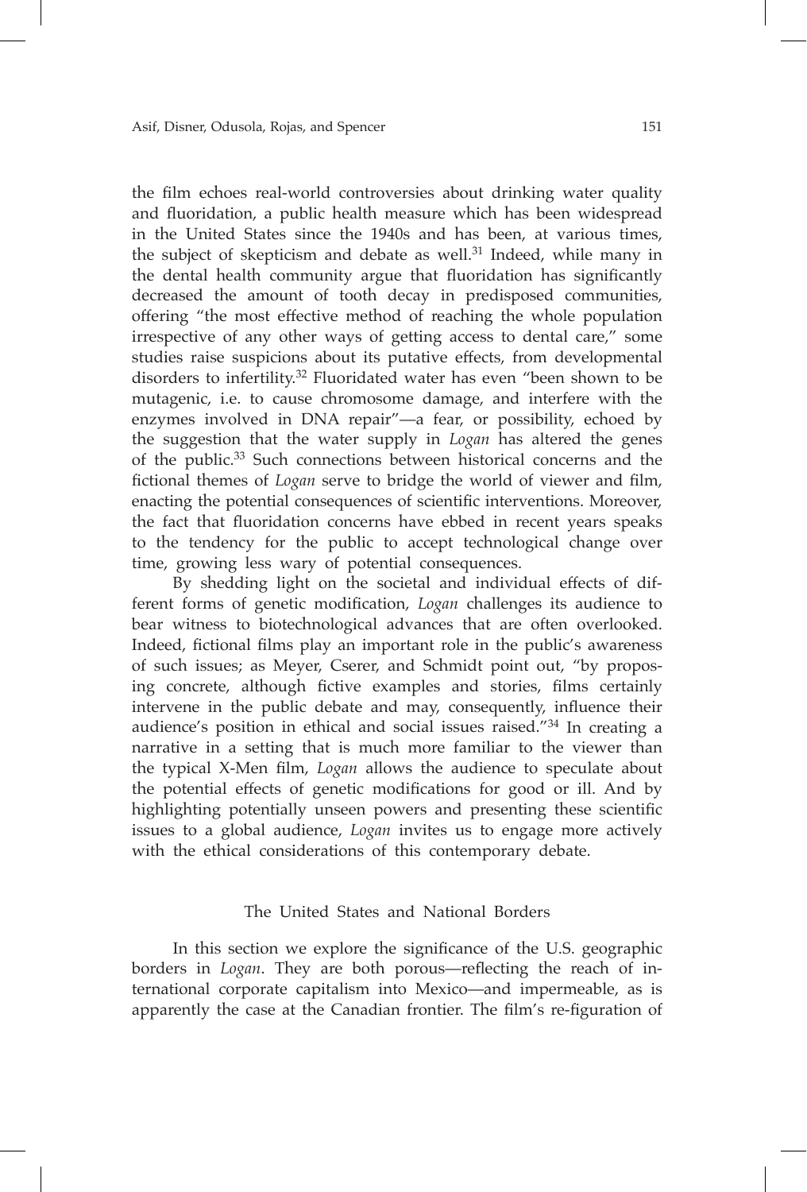the film echoes real-world controversies about drinking water quality and fluoridation, a public health measure which has been widespread in the United States since the 1940s and has been, at various times, the subject of skepticism and debate as well.[31] Indeed, while many in the dental health community argue that fluoridation has significantly decreased the amount of tooth decay in predisposed communities, offering "the most effective method of reaching the whole population irrespective of any other ways of getting access to dental care," some studies raise suspicions about its putative effects, from developmental disorders to infertility.[32] Fluoridated water has even "been shown to be mutagenic, i.e. to cause chromosome damage, and interfere with the enzymes involved in DNA repair"—a fear, or possibility, echoed by the suggestion that the water supply in *Logan* has altered the genes of the public.[33] Such connections between historical concerns and the fictional themes of *Logan* serve to bridge the world of viewer and film, enacting the potential consequences of scientific interventions. Moreover, the fact that fluoridation concerns have ebbed in recent years speaks to the tendency for the public to accept technological change over time, growing less wary of potential consequences.

By shedding light on the societal and individual effects of different forms of genetic modification, *Logan* challenges its audience to bear witness to biotechnological advances that are often overlooked. Indeed, fictional films play an important role in the public's awareness of such issues; as Meyer, Cserer, and Schmidt point out, "by proposing concrete, although fictive examples and stories, films certainly intervene in the public debate and may, consequently, influence their audience's position in ethical and social issues raised."[34] In creating a narrative in a setting that is much more familiar to the viewer than the typical X-Men film, *Logan* allows the audience to speculate about the potential effects of genetic modifications for good or ill. And by highlighting potentially unseen powers and presenting these scientific issues to a global audience, *Logan* invites us to engage more actively with the ethical considerations of this contemporary debate.

## The United States and National Borders

In this section we explore the significance of the U.S. geographic borders in *Logan*. They are both porous—reflecting the reach of international corporate capitalism into Mexico—and impermeable, as is apparently the case at the Canadian frontier. The film's re-figuration of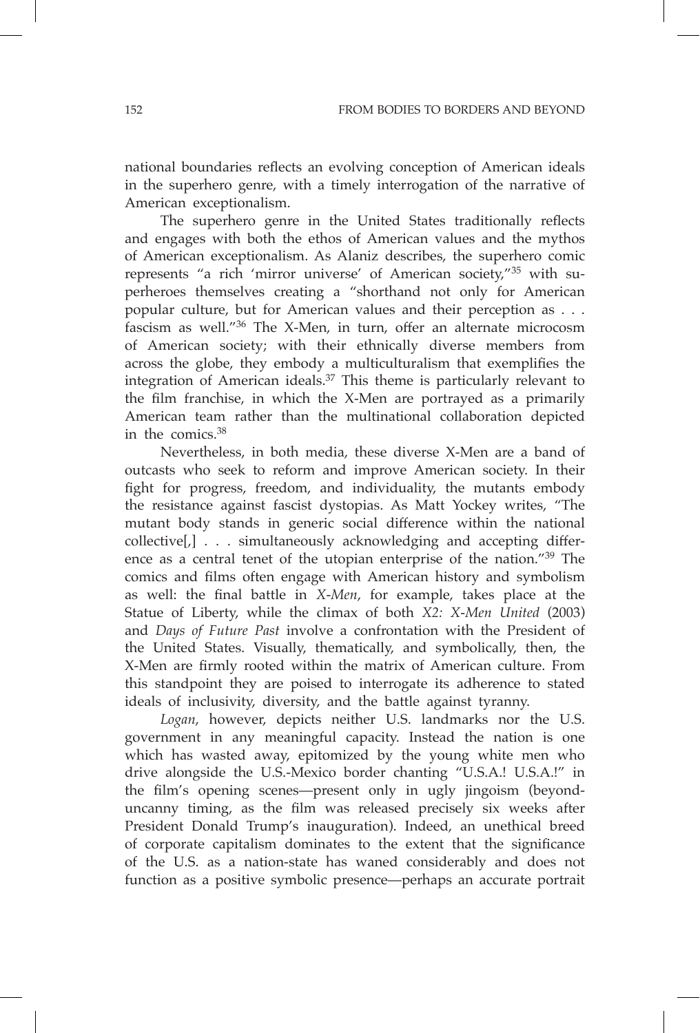national boundaries reflects an evolving conception of American ideals in the superhero genre, with a timely interrogation of the narrative of American exceptionalism.

The superhero genre in the United States traditionally reflects and engages with both the ethos of American values and the mythos of American exceptionalism. As Alaniz describes, the superhero comic represents "a rich 'mirror universe' of American society,"[35] with superheroes themselves creating a "shorthand not only for American popular culture, but for American values and their perception as . . . fascism as well."[36] The X-Men, in turn, offer an alternate microcosm of American society; with their ethnically diverse members from across the globe, they embody a multiculturalism that exemplifies the integration of American ideals.[37] This theme is particularly relevant to the film franchise, in which the X-Men are portrayed as a primarily American team rather than the multinational collaboration depicted in the comics.[38]

Nevertheless, in both media, these diverse X-Men are a band of outcasts who seek to reform and improve American society. In their fight for progress, freedom, and individuality, the mutants embody the resistance against fascist dystopias. As Matt Yockey writes, "The mutant body stands in generic social difference within the national collective[,] . . . simultaneously acknowledging and accepting difference as a central tenet of the utopian enterprise of the nation."[39] The comics and films often engage with American history and symbolism as well: the final battle in *X-Men*, for example, takes place at the Statue of Liberty, while the climax of both *X2: X-Men United* (2003) and *Days of Future Past* involve a confrontation with the President of the United States. Visually, thematically, and symbolically, then, the X-Men are firmly rooted within the matrix of American culture. From this standpoint they are poised to interrogate its adherence to stated ideals of inclusivity, diversity, and the battle against tyranny.

*Logan*, however, depicts neither U.S. landmarks nor the U.S. government in any meaningful capacity. Instead the nation is one which has wasted away, epitomized by the young white men who drive alongside the U.S.-Mexico border chanting "U.S.A.! U.S.A.!" in the film's opening scenes—present only in ugly jingoism (beyond-uncanny timing, as the film was released precisely six weeks after President Donald Trump's inauguration). Indeed, an unethical breed of corporate capitalism dominates to the extent that the significance of the U.S. as a nation-state has waned considerably and does not function as a positive symbolic presence—perhaps an accurate portrait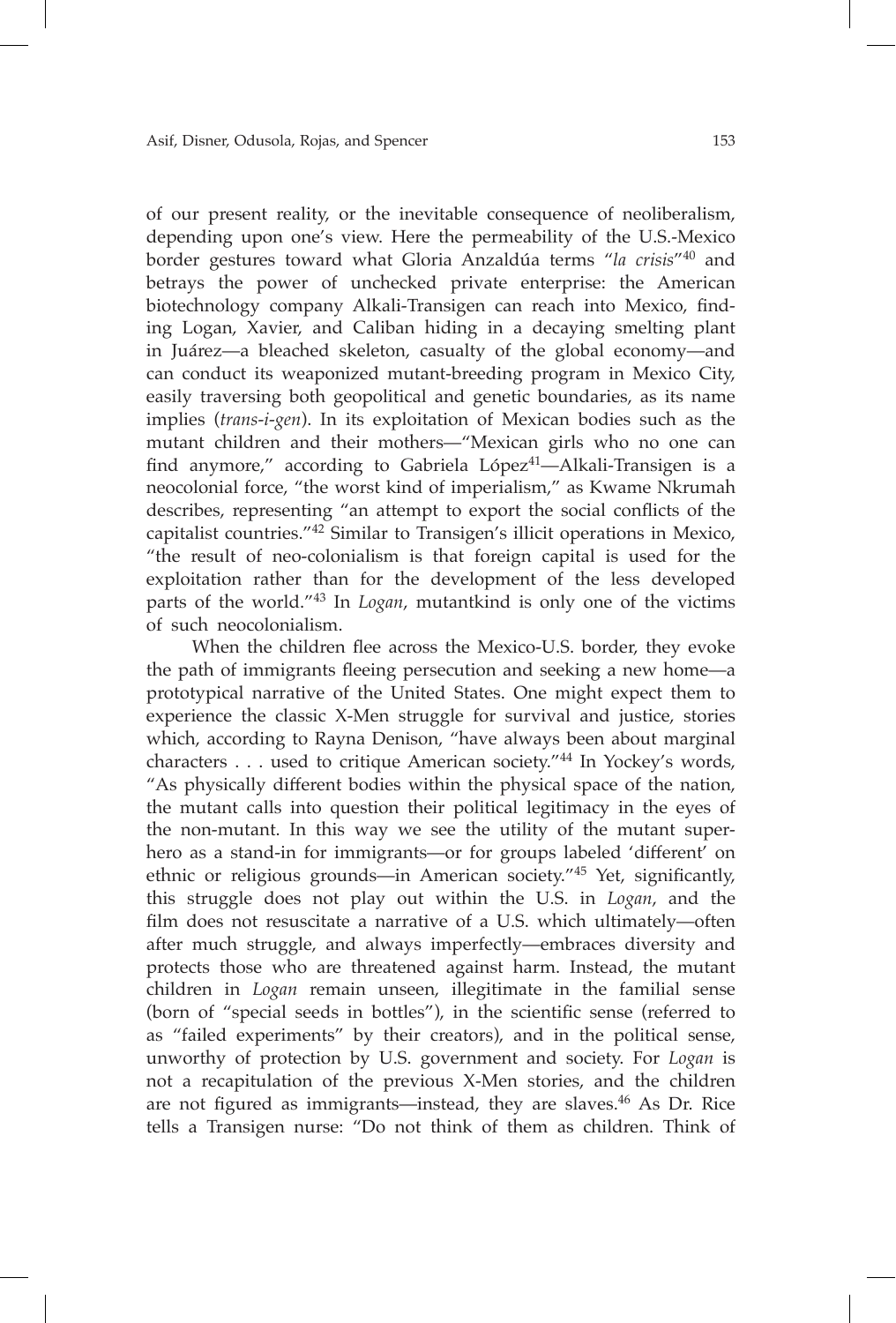of our present reality, or the inevitable consequence of neoliberalism, depending upon one's view. Here the permeability of the U.S.-Mexico border gestures toward what Gloria Anzaldúa terms "*la crisis*"[40] and betrays the power of unchecked private enterprise: the American biotechnology company Alkali-Transigen can reach into Mexico, finding Logan, Xavier, and Caliban hiding in a decaying smelting plant in Juárez—a bleached skeleton, casualty of the global economy—and can conduct its weaponized mutant-breeding program in Mexico City, easily traversing both geopolitical and genetic boundaries, as its name implies (*trans-i-gen*). In its exploitation of Mexican bodies such as the mutant children and their mothers—"Mexican girls who no one can find anymore," according to Gabriela López[41]—Alkali-Transigen is a neocolonial force, "the worst kind of imperialism," as Kwame Nkrumah describes, representing "an attempt to export the social conflicts of the capitalist countries."[42] Similar to Transigen's illicit operations in Mexico, "the result of neo-colonialism is that foreign capital is used for the exploitation rather than for the development of the less developed parts of the world."[43] In *Logan*, mutantkind is only one of the victims of such neocolonialism.

When the children flee across the Mexico-U.S. border, they evoke the path of immigrants fleeing persecution and seeking a new home—a prototypical narrative of the United States. One might expect them to experience the classic X-Men struggle for survival and justice, stories which, according to Rayna Denison, "have always been about marginal characters . . . used to critique American society."[44] In Yockey's words, "As physically different bodies within the physical space of the nation, the mutant calls into question their political legitimacy in the eyes of the non-mutant. In this way we see the utility of the mutant superhero as a stand-in for immigrants—or for groups labeled 'different' on ethnic or religious grounds—in American society."[45] Yet, significantly, this struggle does not play out within the U.S. in *Logan*, and the film does not resuscitate a narrative of a U.S. which ultimately—often after much struggle, and always imperfectly—embraces diversity and protects those who are threatened against harm. Instead, the mutant children in *Logan* remain unseen, illegitimate in the familial sense (born of "special seeds in bottles"), in the scientific sense (referred to as "failed experiments" by their creators), and in the political sense, unworthy of protection by U.S. government and society. For *Logan* is not a recapitulation of the previous X-Men stories, and the children are not figured as immigrants—instead, they are slaves.[46] As Dr. Rice tells a Transigen nurse: "Do not think of them as children. Think of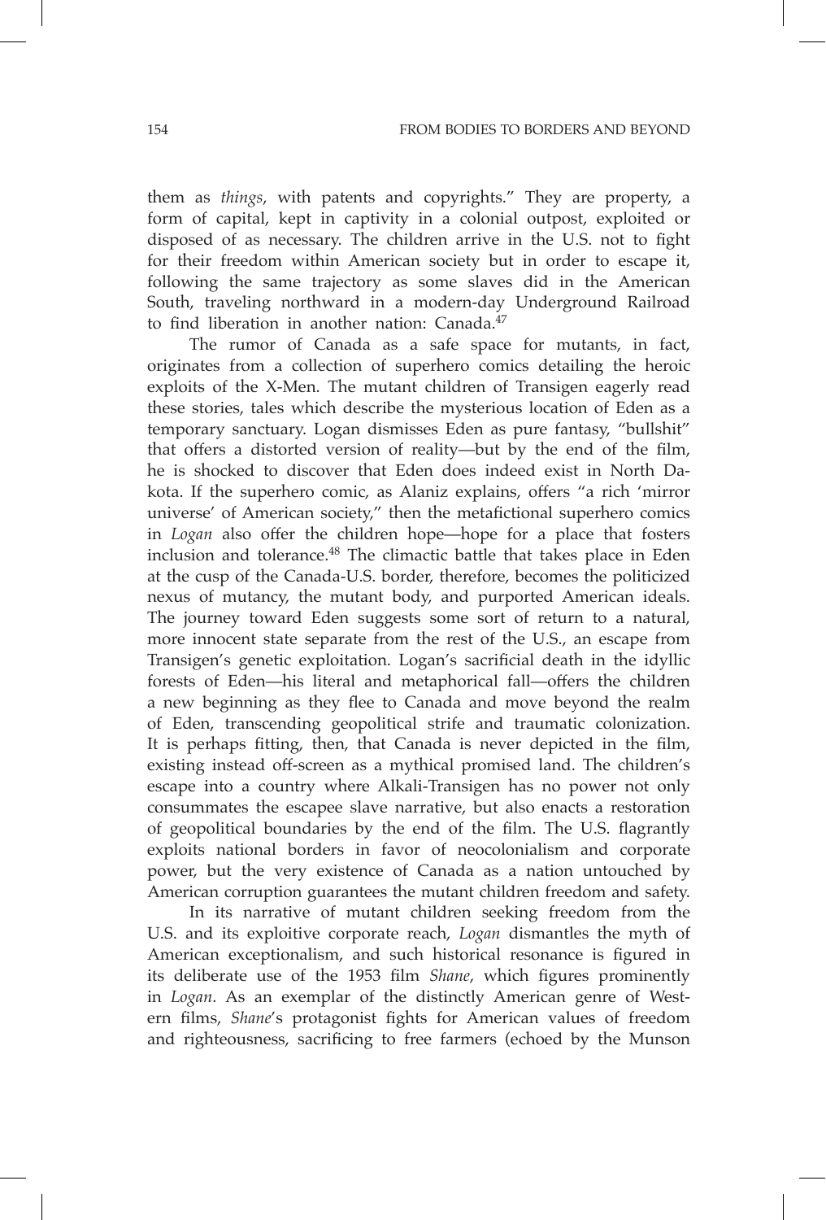them as *things*, with patents and copyrights." They are property, a form of capital, kept in captivity in a colonial outpost, exploited or disposed of as necessary. The children arrive in the U.S. not to fight for their freedom within American society but in order to escape it, following the same trajectory as some slaves did in the American South, traveling northward in a modern-day Underground Railroad to find liberation in another nation: Canada.[47]

The rumor of Canada as a safe space for mutants, in fact, originates from a collection of superhero comics detailing the heroic exploits of the X-Men. The mutant children of Transigen eagerly read these stories, tales which describe the mysterious location of Eden as a temporary sanctuary. Logan dismisses Eden as pure fantasy, "bullshit" that offers a distorted version of reality—but by the end of the film, he is shocked to discover that Eden does indeed exist in North Dakota. If the superhero comic, as Alaniz explains, offers "a rich 'mirror universe' of American society," then the metafictional superhero comics in *Logan* also offer the children hope—hope for a place that fosters inclusion and tolerance.[48] The climactic battle that takes place in Eden at the cusp of the Canada-U.S. border, therefore, becomes the politicized nexus of mutancy, the mutant body, and purported American ideals. The journey toward Eden suggests some sort of return to a natural, more innocent state separate from the rest of the U.S., an escape from Transigen's genetic exploitation. Logan's sacrificial death in the idyllic forests of Eden—his literal and metaphorical fall—offers the children a new beginning as they flee to Canada and move beyond the realm of Eden, transcending geopolitical strife and traumatic colonization. It is perhaps fitting, then, that Canada is never depicted in the film, existing instead off-screen as a mythical promised land. The children's escape into a country where Alkali-Transigen has no power not only consummates the escapee slave narrative, but also enacts a restoration of geopolitical boundaries by the end of the film. The U.S. flagrantly exploits national borders in favor of neocolonialism and corporate power, but the very existence of Canada as a nation untouched by American corruption guarantees the mutant children freedom and safety.

In its narrative of mutant children seeking freedom from the U.S. and its exploitive corporate reach, *Logan* dismantles the myth of American exceptionalism, and such historical resonance is figured in its deliberate use of the 1953 film *Shane*, which figures prominently in *Logan*. As an exemplar of the distinctly American genre of Western films, *Shane*'s protagonist fights for American values of freedom and righteousness, sacrificing to free farmers (echoed by the Munson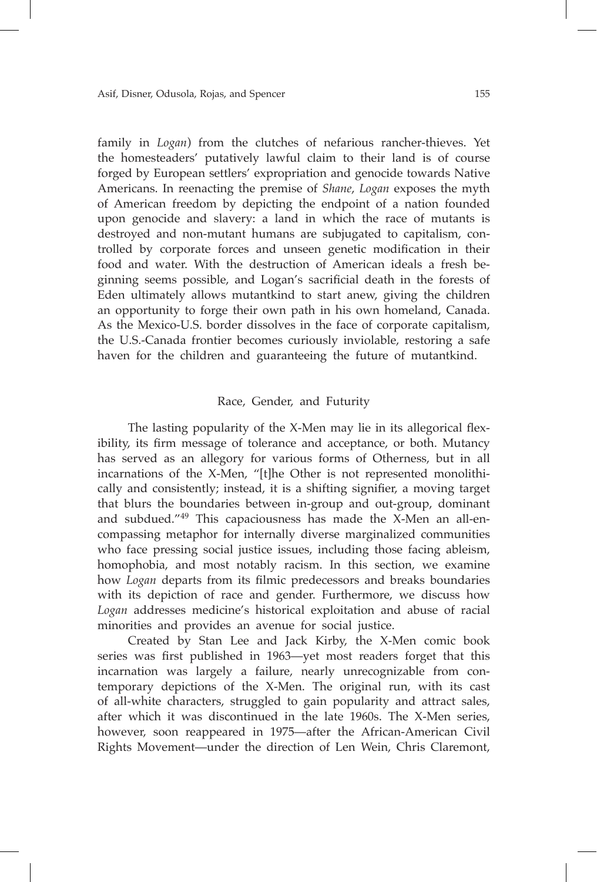family in *Logan*) from the clutches of nefarious rancher-thieves. Yet the homesteaders' putatively lawful claim to their land is of course forged by European settlers' expropriation and genocide towards Native Americans. In reenacting the premise of *Shane*, *Logan* exposes the myth of American freedom by depicting the endpoint of a nation founded upon genocide and slavery: a land in which the race of mutants is destroyed and non-mutant humans are subjugated to capitalism, controlled by corporate forces and unseen genetic modification in their food and water. With the destruction of American ideals a fresh beginning seems possible, and Logan's sacrificial death in the forests of Eden ultimately allows mutantkind to start anew, giving the children an opportunity to forge their own path in his own homeland, Canada. As the Mexico-U.S. border dissolves in the face of corporate capitalism, the U.S.-Canada frontier becomes curiously inviolable, restoring a safe haven for the children and guaranteeing the future of mutantkind.

## Race, Gender, and Futurity

The lasting popularity of the X-Men may lie in its allegorical flexibility, its firm message of tolerance and acceptance, or both. Mutancy has served as an allegory for various forms of Otherness, but in all incarnations of the X-Men, "[t]he Other is not represented monolithically and consistently; instead, it is a shifting signifier, a moving target that blurs the boundaries between in-group and out-group, dominant and subdued."[49] This capaciousness has made the X-Men an all-encompassing metaphor for internally diverse marginalized communities who face pressing social justice issues, including those facing ableism, homophobia, and most notably racism. In this section, we examine how *Logan* departs from its filmic predecessors and breaks boundaries with its depiction of race and gender. Furthermore, we discuss how *Logan* addresses medicine's historical exploitation and abuse of racial minorities and provides an avenue for social justice.

Created by Stan Lee and Jack Kirby, the X-Men comic book series was first published in 1963—yet most readers forget that this incarnation was largely a failure, nearly unrecognizable from contemporary depictions of the X-Men. The original run, with its cast of all-white characters, struggled to gain popularity and attract sales, after which it was discontinued in the late 1960s. The X-Men series, however, soon reappeared in 1975—after the African-American Civil Rights Movement—under the direction of Len Wein, Chris Claremont,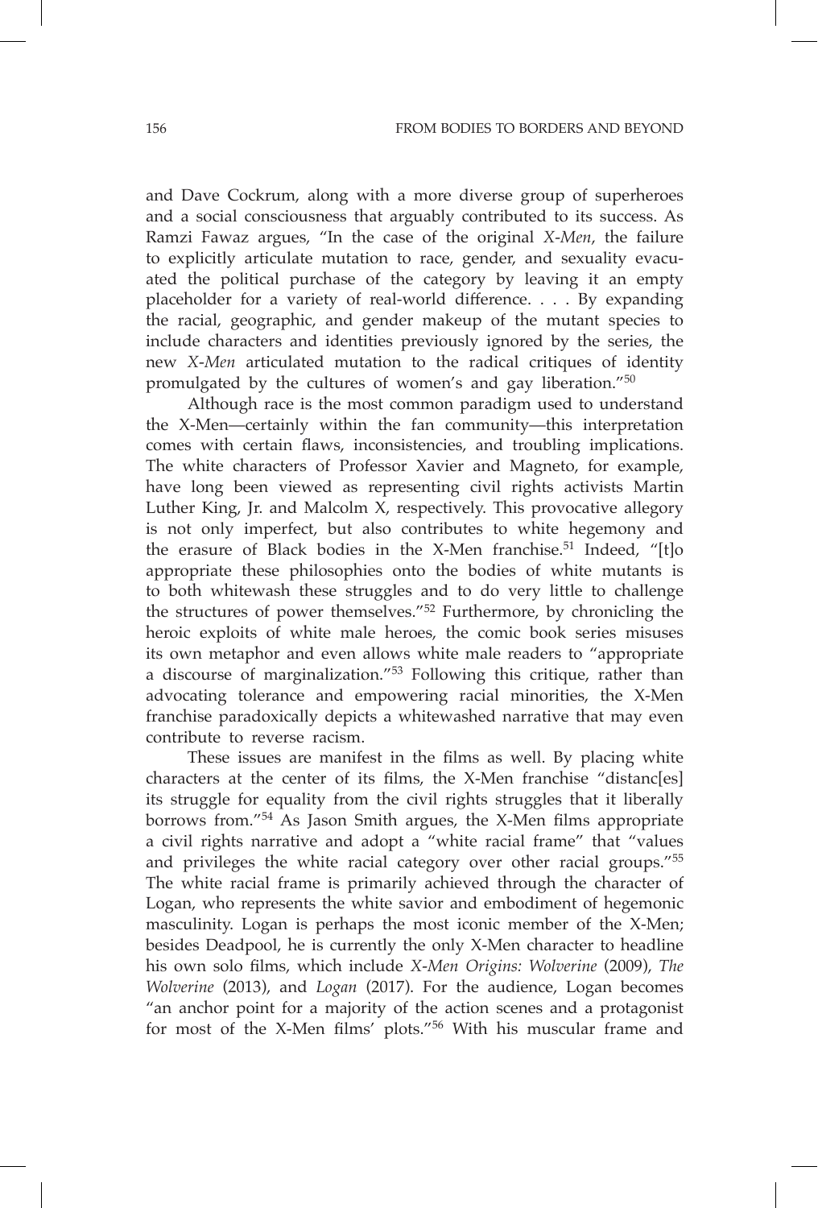and Dave Cockrum, along with a more diverse group of superheroes and a social consciousness that arguably contributed to its success. As Ramzi Fawaz argues, "In the case of the original *X-Men*, the failure to explicitly articulate mutation to race, gender, and sexuality evacuated the political purchase of the category by leaving it an empty placeholder for a variety of real-world difference. . . . By expanding the racial, geographic, and gender makeup of the mutant species to include characters and identities previously ignored by the series, the new *X-Men* articulated mutation to the radical critiques of identity promulgated by the cultures of women's and gay liberation."[50]

Although race is the most common paradigm used to understand the X-Men—certainly within the fan community—this interpretation comes with certain flaws, inconsistencies, and troubling implications. The white characters of Professor Xavier and Magneto, for example, have long been viewed as representing civil rights activists Martin Luther King, Jr. and Malcolm X, respectively. This provocative allegory is not only imperfect, but also contributes to white hegemony and the erasure of Black bodies in the X-Men franchise.[51] Indeed, "[t]o appropriate these philosophies onto the bodies of white mutants is to both whitewash these struggles and to do very little to challenge the structures of power themselves."[52] Furthermore, by chronicling the heroic exploits of white male heroes, the comic book series misuses its own metaphor and even allows white male readers to "appropriate a discourse of marginalization."[53] Following this critique, rather than advocating tolerance and empowering racial minorities, the X-Men franchise paradoxically depicts a whitewashed narrative that may even contribute to reverse racism.

These issues are manifest in the films as well. By placing white characters at the center of its films, the X-Men franchise "distanc[es] its struggle for equality from the civil rights struggles that it liberally borrows from."[54] As Jason Smith argues, the X-Men films appropriate a civil rights narrative and adopt a "white racial frame" that "values and privileges the white racial category over other racial groups."[55] The white racial frame is primarily achieved through the character of Logan, who represents the white savior and embodiment of hegemonic masculinity. Logan is perhaps the most iconic member of the X-Men; besides Deadpool, he is currently the only X-Men character to headline his own solo films, which include *X-Men Origins: Wolverine* (2009), *The Wolverine* (2013), and *Logan* (2017). For the audience, Logan becomes "an anchor point for a majority of the action scenes and a protagonist for most of the X-Men films' plots."[56] With his muscular frame and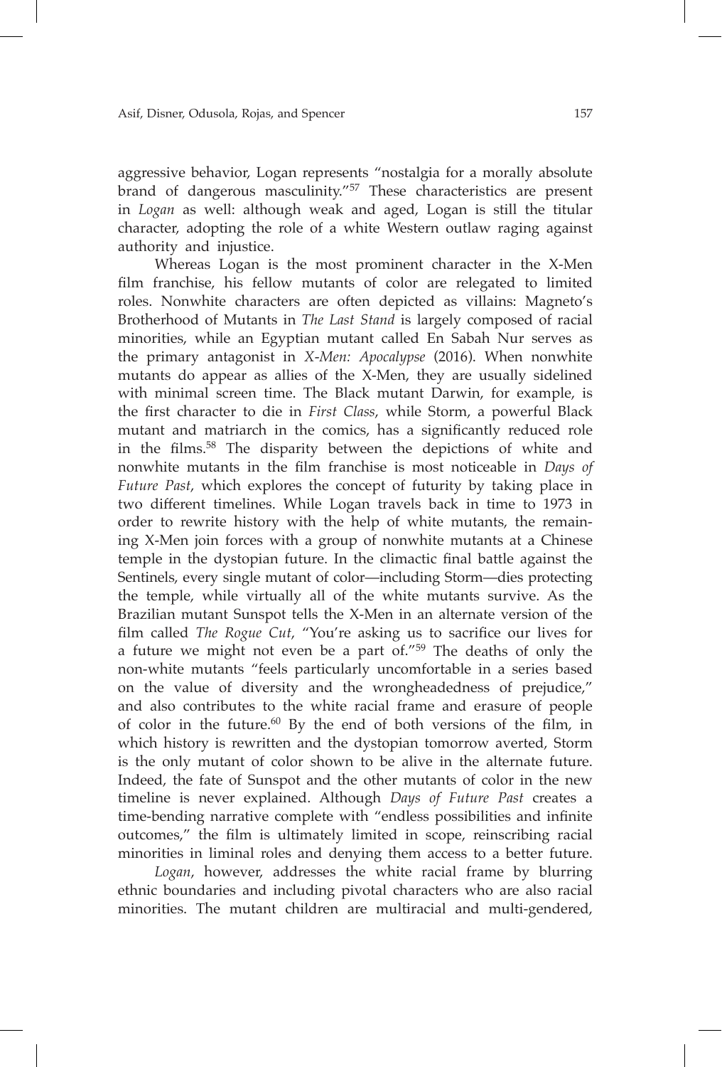aggressive behavior, Logan represents "nostalgia for a morally absolute brand of dangerous masculinity."[57] These characteristics are present in *Logan* as well: although weak and aged, Logan is still the titular character, adopting the role of a white Western outlaw raging against authority and injustice.

Whereas Logan is the most prominent character in the X-Men film franchise, his fellow mutants of color are relegated to limited roles. Nonwhite characters are often depicted as villains: Magneto's Brotherhood of Mutants in *The Last Stand* is largely composed of racial minorities, while an Egyptian mutant called En Sabah Nur serves as the primary antagonist in *X-Men: Apocalypse* (2016). When nonwhite mutants do appear as allies of the X-Men, they are usually sidelined with minimal screen time. The Black mutant Darwin, for example, is the first character to die in *First Class*, while Storm, a powerful Black mutant and matriarch in the comics, has a significantly reduced role in the films.[58] The disparity between the depictions of white and nonwhite mutants in the film franchise is most noticeable in *Days of Future Past*, which explores the concept of futurity by taking place in two different timelines. While Logan travels back in time to 1973 in order to rewrite history with the help of white mutants, the remaining X-Men join forces with a group of nonwhite mutants at a Chinese temple in the dystopian future. In the climactic final battle against the Sentinels, every single mutant of color—including Storm—dies protecting the temple, while virtually all of the white mutants survive. As the Brazilian mutant Sunspot tells the X-Men in an alternate version of the film called *The Rogue Cut*, "You're asking us to sacrifice our lives for a future we might not even be a part of."[59] The deaths of only the non-white mutants "feels particularly uncomfortable in a series based on the value of diversity and the wrongheadedness of prejudice," and also contributes to the white racial frame and erasure of people of color in the future.[60] By the end of both versions of the film, in which history is rewritten and the dystopian tomorrow averted, Storm is the only mutant of color shown to be alive in the alternate future. Indeed, the fate of Sunspot and the other mutants of color in the new timeline is never explained. Although *Days of Future Past* creates a time-bending narrative complete with "endless possibilities and infinite outcomes," the film is ultimately limited in scope, reinscribing racial minorities in liminal roles and denying them access to a better future.

*Logan*, however, addresses the white racial frame by blurring ethnic boundaries and including pivotal characters who are also racial minorities. The mutant children are multiracial and multi-gendered,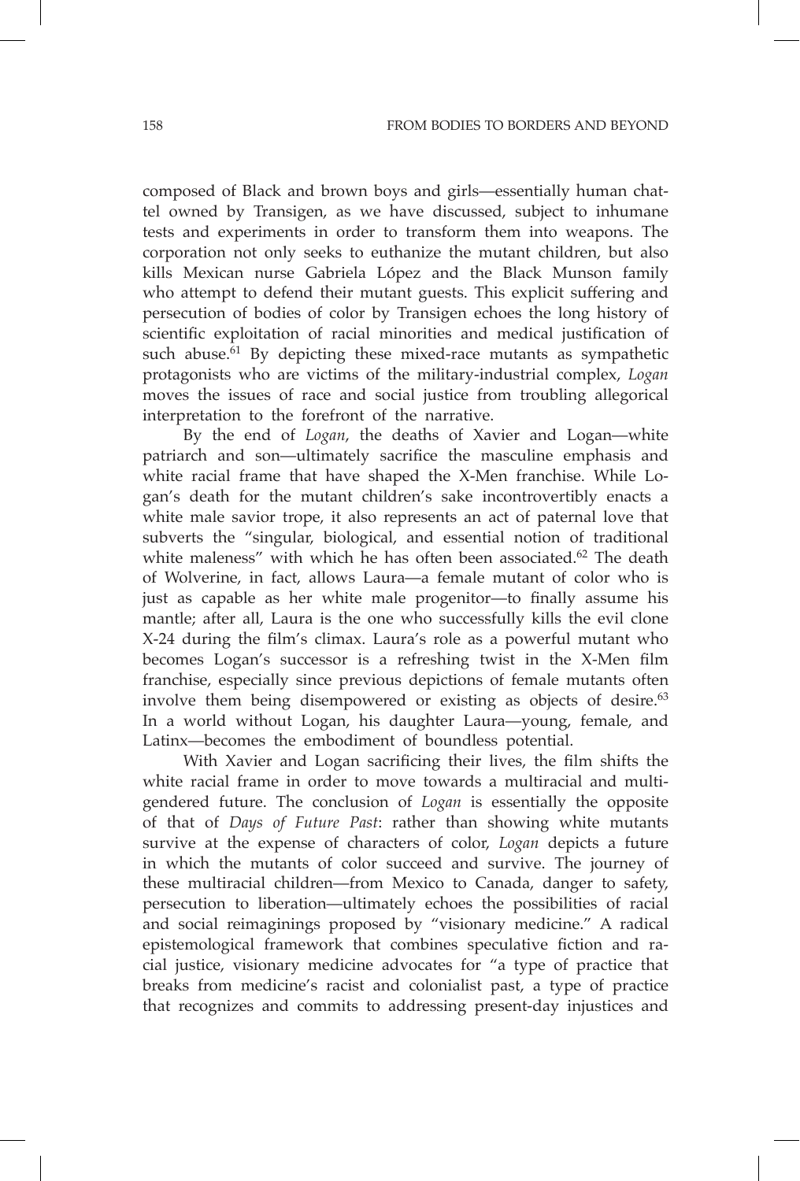composed of Black and brown boys and girls—essentially human chattel owned by Transigen, as we have discussed, subject to inhumane tests and experiments in order to transform them into weapons. The corporation not only seeks to euthanize the mutant children, but also kills Mexican nurse Gabriela López and the Black Munson family who attempt to defend their mutant guests. This explicit suffering and persecution of bodies of color by Transigen echoes the long history of scientific exploitation of racial minorities and medical justification of such abuse.[61] By depicting these mixed-race mutants as sympathetic protagonists who are victims of the military-industrial complex, *Logan* moves the issues of race and social justice from troubling allegorical interpretation to the forefront of the narrative.

By the end of *Logan*, the deaths of Xavier and Logan—white patriarch and son—ultimately sacrifice the masculine emphasis and white racial frame that have shaped the X-Men franchise. While Logan's death for the mutant children's sake incontrovertibly enacts a white male savior trope, it also represents an act of paternal love that subverts the "singular, biological, and essential notion of traditional white maleness" with which he has often been associated.[62] The death of Wolverine, in fact, allows Laura—a female mutant of color who is just as capable as her white male progenitor—to finally assume his mantle; after all, Laura is the one who successfully kills the evil clone X-24 during the film's climax. Laura's role as a powerful mutant who becomes Logan's successor is a refreshing twist in the X-Men film franchise, especially since previous depictions of female mutants often involve them being disempowered or existing as objects of desire.[63] In a world without Logan, his daughter Laura—young, female, and Latinx—becomes the embodiment of boundless potential.

With Xavier and Logan sacrificing their lives, the film shifts the white racial frame in order to move towards a multiracial and multigendered future. The conclusion of *Logan* is essentially the opposite of that of *Days of Future Past*: rather than showing white mutants survive at the expense of characters of color, *Logan* depicts a future in which the mutants of color succeed and survive. The journey of these multiracial children—from Mexico to Canada, danger to safety, persecution to liberation—ultimately echoes the possibilities of racial and social reimaginings proposed by "visionary medicine." A radical epistemological framework that combines speculative fiction and racial justice, visionary medicine advocates for "a type of practice that breaks from medicine's racist and colonialist past, a type of practice that recognizes and commits to addressing present-day injustices and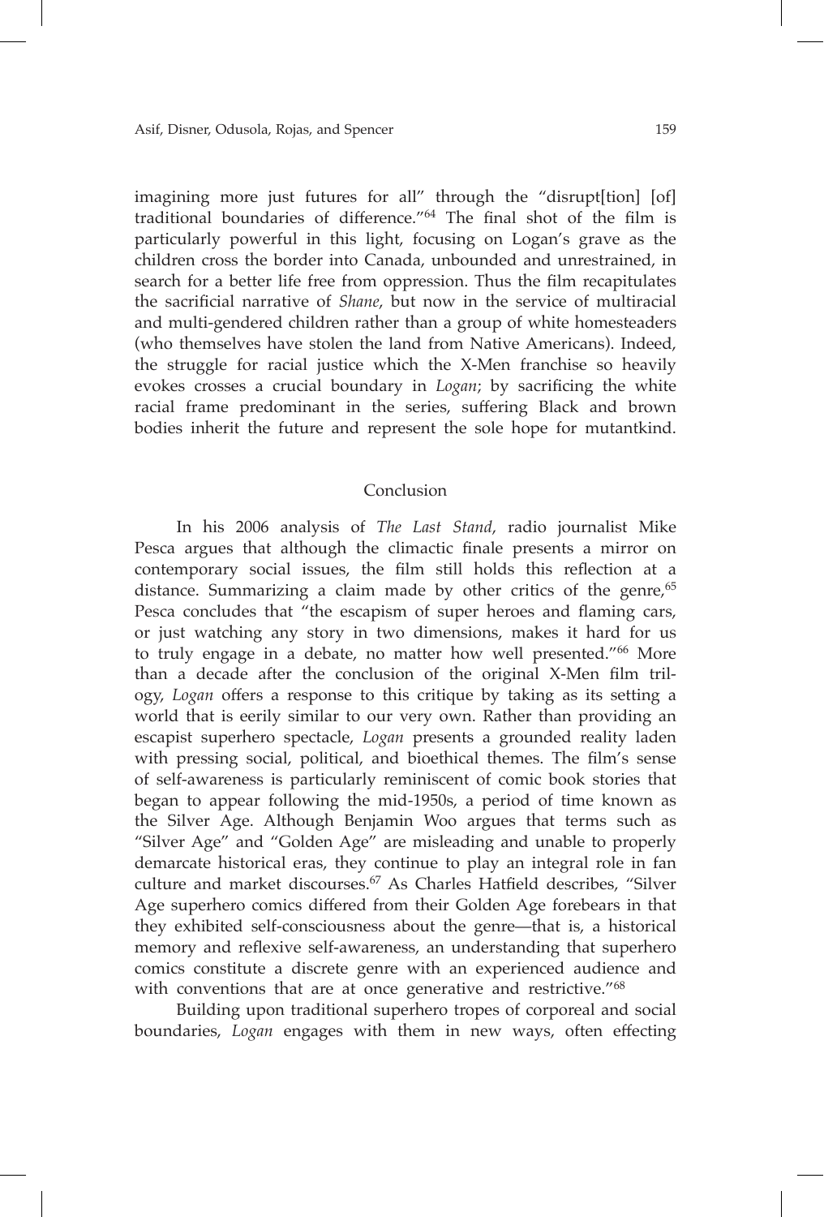imagining more just futures for all" through the "disrupt[tion] [of] traditional boundaries of difference."[64] The final shot of the film is particularly powerful in this light, focusing on Logan's grave as the children cross the border into Canada, unbounded and unrestrained, in search for a better life free from oppression. Thus the film recapitulates the sacrificial narrative of *Shane*, but now in the service of multiracial and multi-gendered children rather than a group of white homesteaders (who themselves have stolen the land from Native Americans). Indeed, the struggle for racial justice which the X-Men franchise so heavily evokes crosses a crucial boundary in *Logan*; by sacrificing the white racial frame predominant in the series, suffering Black and brown bodies inherit the future and represent the sole hope for mutantkind.

## Conclusion

In his 2006 analysis of *The Last Stand*, radio journalist Mike Pesca argues that although the climactic finale presents a mirror on contemporary social issues, the film still holds this reflection at a distance. Summarizing a claim made by other critics of the genre,[65] Pesca concludes that "the escapism of super heroes and flaming cars, or just watching any story in two dimensions, makes it hard for us to truly engage in a debate, no matter how well presented."[66] More than a decade after the conclusion of the original X-Men film trilogy, *Logan* offers a response to this critique by taking as its setting a world that is eerily similar to our very own. Rather than providing an escapist superhero spectacle, *Logan* presents a grounded reality laden with pressing social, political, and bioethical themes. The film's sense of self-awareness is particularly reminiscent of comic book stories that began to appear following the mid-1950s, a period of time known as the Silver Age. Although Benjamin Woo argues that terms such as "Silver Age" and "Golden Age" are misleading and unable to properly demarcate historical eras, they continue to play an integral role in fan culture and market discourses.[67] As Charles Hatfield describes, "Silver Age superhero comics differed from their Golden Age forebears in that they exhibited self-consciousness about the genre—that is, a historical memory and reflexive self-awareness, an understanding that superhero comics constitute a discrete genre with an experienced audience and with conventions that are at once generative and restrictive."[68]

Building upon traditional superhero tropes of corporeal and social boundaries, *Logan* engages with them in new ways, often effecting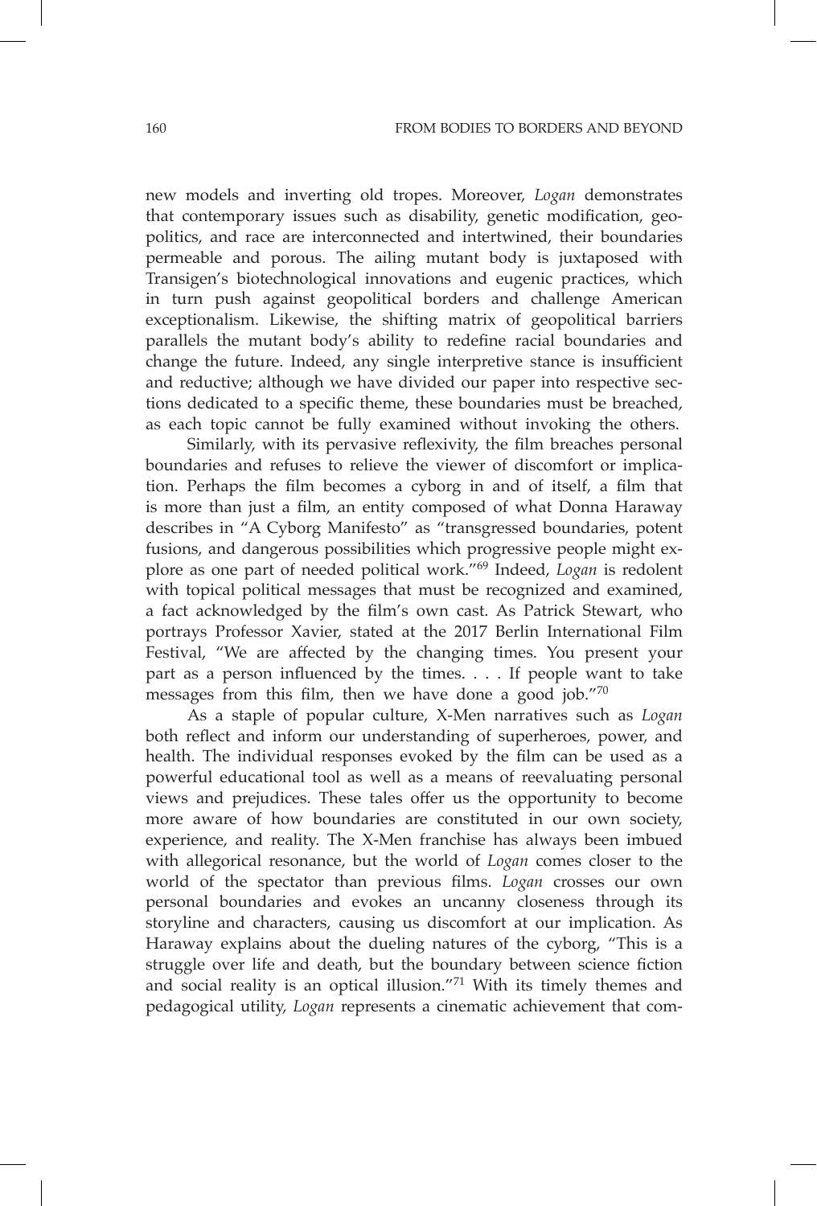new models and inverting old tropes. Moreover, *Logan* demonstrates that contemporary issues such as disability, genetic modification, geopolitics, and race are interconnected and intertwined, their boundaries permeable and porous. The ailing mutant body is juxtaposed with Transigen's biotechnological innovations and eugenic practices, which in turn push against geopolitical borders and challenge American exceptionalism. Likewise, the shifting matrix of geopolitical barriers parallels the mutant body's ability to redefine racial boundaries and change the future. Indeed, any single interpretive stance is insufficient and reductive; although we have divided our paper into respective sections dedicated to a specific theme, these boundaries must be breached, as each topic cannot be fully examined without invoking the others.

Similarly, with its pervasive reflexivity, the film breaches personal boundaries and refuses to relieve the viewer of discomfort or implication. Perhaps the film becomes a cyborg in and of itself, a film that is more than just a film, an entity composed of what Donna Haraway describes in "A Cyborg Manifesto" as "transgressed boundaries, potent fusions, and dangerous possibilities which progressive people might explore as one part of needed political work."[69] Indeed, *Logan* is redolent with topical political messages that must be recognized and examined, a fact acknowledged by the film's own cast. As Patrick Stewart, who portrays Professor Xavier, stated at the 2017 Berlin International Film Festival, "We are affected by the changing times. You present your part as a person influenced by the times. . . . If people want to take messages from this film, then we have done a good job."[70]

As a staple of popular culture, X-Men narratives such as *Logan* both reflect and inform our understanding of superheroes, power, and health. The individual responses evoked by the film can be used as a powerful educational tool as well as a means of reevaluating personal views and prejudices. These tales offer us the opportunity to become more aware of how boundaries are constituted in our own society, experience, and reality. The X-Men franchise has always been imbued with allegorical resonance, but the world of *Logan* comes closer to the world of the spectator than previous films. *Logan* crosses our own personal boundaries and evokes an uncanny closeness through its storyline and characters, causing us discomfort at our implication. As Haraway explains about the dueling natures of the cyborg, "This is a struggle over life and death, but the boundary between science fiction and social reality is an optical illusion."[71] With its timely themes and pedagogical utility, *Logan* represents a cinematic achievement that com-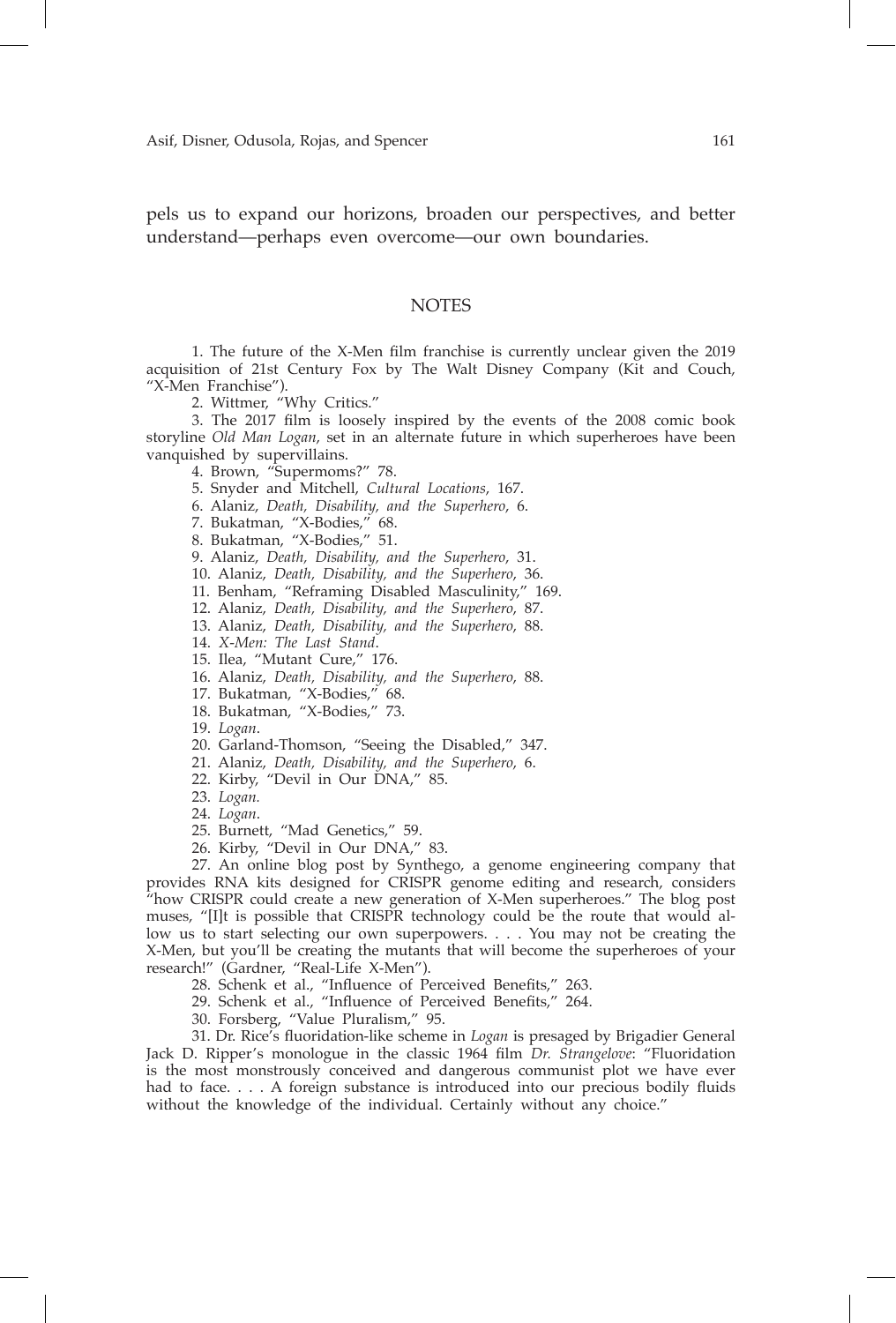pels us to expand our horizons, broaden our perspectives, and better understand—perhaps even overcome—our own boundaries.

## NOTES

1. The future of the X-Men film franchise is currently unclear given the 2019 acquisition of 21st Century Fox by The Walt Disney Company (Kit and Couch, "X-Men Franchise").

2. Wittmer, "Why Critics."

3. The 2017 film is loosely inspired by the events of the 2008 comic book storyline *Old Man Logan*, set in an alternate future in which superheroes have been vanquished by supervillains.

4. Brown, "Supermoms?" 78.

5. Snyder and Mitchell, *Cultural Locations*, 167.

6. Alaniz, *Death, Disability, and the Superhero*, 6.

7. Bukatman, "X-Bodies," 68.

8. Bukatman, "X-Bodies," 51.

9. Alaniz, *Death, Disability, and the Superhero*, 31.

10. Alaniz, *Death, Disability, and the Superhero*, 36.

11. Benham, "Reframing Disabled Masculinity," 169.

12. Alaniz, *Death, Disability, and the Superhero*, 87.

13. Alaniz, *Death, Disability, and the Superhero*, 88.

14. *X-Men: The Last Stand*.

15. Ilea, "Mutant Cure," 176.

16. Alaniz, *Death, Disability, and the Superhero*, 88.

17. Bukatman, "X-Bodies," 68.

18. Bukatman, "X-Bodies," 73.

19. *Logan*.

20. Garland-Thomson, "Seeing the Disabled," 347.

21. Alaniz, *Death, Disability, and the Superhero*, 6.

22. Kirby, "Devil in Our DNA," 85.

23. *Logan.*

24. *Logan*.

25. Burnett, "Mad Genetics," 59.

26. Kirby, "Devil in Our DNA," 83.

27. An online blog post by Synthego, a genome engineering company that provides RNA kits designed for CRISPR genome editing and research, considers "how CRISPR could create a new generation of X-Men superheroes." The blog post muses, "[I]t is possible that CRISPR technology could be the route that would allow us to start selecting our own superpowers. . . . You may not be creating the X-Men, but you'll be creating the mutants that will become the superheroes of your research!" (Gardner, "Real-Life X-Men").

28. Schenk et al., "Influence of Perceived Benefits," 263.

29. Schenk et al., "Influence of Perceived Benefits," 264.

30. Forsberg, "Value Pluralism," 95.

31. Dr. Rice's fluoridation-like scheme in *Logan* is presaged by Brigadier General Jack D. Ripper's monologue in the classic 1964 film *Dr. Strangelove*: "Fluoridation is the most monstrously conceived and dangerous communist plot we have ever had to face. . . . A foreign substance is introduced into our precious bodily fluids without the knowledge of the individual. Certainly without any choice."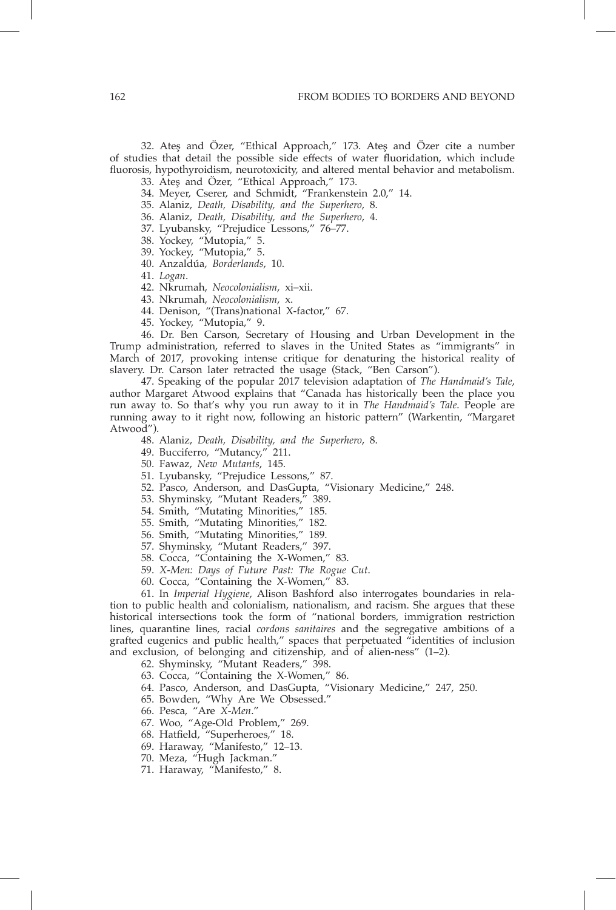32. Ateş and Özer, "Ethical Approach," 173. Ateş and Özer cite a number of studies that detail the possible side effects of water fluoridation, which include fluorosis, hypothyroidism, neurotoxicity, and altered mental behavior and metabolism.

33. Ateş and Özer, "Ethical Approach," 173.

34. Meyer, Cserer, and Schmidt, "Frankenstein 2.0," 14.

35. Alaniz, *Death, Disability, and the Superhero*, 8.

36. Alaniz, *Death, Disability, and the Superhero*, 4.

37. Lyubansky, "Prejudice Lessons," 76–77.

38. Yockey, "Mutopia," 5.

39. Yockey, "Mutopia," 5.

40. Anzaldúa, *Borderlands*, 10.

41. *Logan*.

42. Nkrumah, *Neocolonialism*, xi–xii.

43. Nkrumah, *Neocolonialism*, x.

44. Denison, "(Trans)national X-factor," 67.

45. Yockey, "Mutopia," 9.

46. Dr. Ben Carson, Secretary of Housing and Urban Development in the Trump administration, referred to slaves in the United States as "immigrants" in March of 2017, provoking intense critique for denaturing the historical reality of slavery. Dr. Carson later retracted the usage (Stack, "Ben Carson").

47. Speaking of the popular 2017 television adaptation of *The Handmaid's Tale*, author Margaret Atwood explains that "Canada has historically been the place you run away to. So that's why you run away to it in *The Handmaid's Tale*. People are running away to it right now, following an historic pattern" (Warkentin, "Margaret Atwood").

48. Alaniz, *Death, Disability, and the Superhero*, 8.

49. Bucciferro, "Mutancy," 211.

50. Fawaz, *New Mutants*, 145.

51. Lyubansky, "Prejudice Lessons," 87.

52. Pasco, Anderson, and DasGupta, "Visionary Medicine," 248.

53. Shyminsky, "Mutant Readers," 389.

54. Smith, "Mutating Minorities," 185.

55. Smith, "Mutating Minorities," 182.

56. Smith, "Mutating Minorities," 189.

57. Shyminsky, "Mutant Readers," 397.

58. Cocca, "Containing the X-Women," 83.

59. *X-Men: Days of Future Past: The Rogue Cut*.

60. Cocca, "Containing the X-Women," 83.

61. In *Imperial Hygiene*, Alison Bashford also interrogates boundaries in relation to public health and colonialism, nationalism, and racism. She argues that these historical intersections took the form of "national borders, immigration restriction lines, quarantine lines, racial *cordons sanitaires* and the segregative ambitions of a grafted eugenics and public health," spaces that perpetuated "identities of inclusion and exclusion, of belonging and citizenship, and of alien-ness" (1–2).

62. Shyminsky, "Mutant Readers," 398.

63. Cocca, "Containing the X-Women," 86.

64. Pasco, Anderson, and DasGupta, "Visionary Medicine," 247, 250.

65. Bowden, "Why Are We Obsessed."

66. Pesca, "Are *X-Men*."

67. Woo, "Age-Old Problem," 269.

68. Hatfield, "Superheroes," 18.

69. Haraway, "Manifesto," 12–13.

70. Meza, "Hugh Jackman."

71. Haraway, "Manifesto," 8.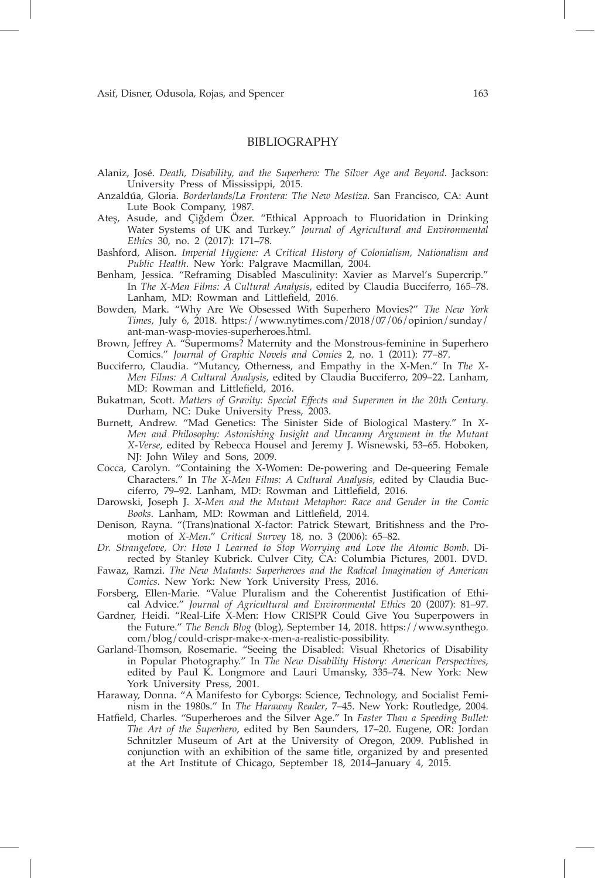## BIBLIOGRAPHY

Alaniz, José. *Death, Disability, and the Superhero: The Silver Age and Beyond*. Jackson: University Press of Mississippi, 2015.

Anzaldúa, Gloria. *Borderlands/La Frontera: The New Mestiza*. San Francisco, CA: Aunt Lute Book Company, 1987.

Ateş, Asude, and Çiğdem Özer. "Ethical Approach to Fluoridation in Drinking Water Systems of UK and Turkey." *Journal of Agricultural and Environmental Ethics* 30, no. 2 (2017): 171–78.

Bashford, Alison. *Imperial Hygiene: A Critical History of Colonialism, Nationalism and Public Health*. New York: Palgrave Macmillan, 2004.

Benham, Jessica. "Reframing Disabled Masculinity: Xavier as Marvel's Supercrip." In *The X-Men Films: A Cultural Analysis*, edited by Claudia Bucciferro, 165–78. Lanham, MD: Rowman and Littlefield, 2016.

Bowden, Mark. "Why Are We Obsessed With Superhero Movies?" *The New York Times*, July 6, 2018. https://www.nytimes.com/2018/07/06/opinion/sunday/ant-man-wasp-movies-superheroes.html.

Brown, Jeffrey A. "Supermoms? Maternity and the Monstrous-feminine in Superhero Comics." *Journal of Graphic Novels and Comics* 2, no. 1 (2011): 77–87.

Bucciferro, Claudia. "Mutancy, Otherness, and Empathy in the X-Men." In *The X-Men Films: A Cultural Analysis*, edited by Claudia Bucciferro, 209–22. Lanham, MD: Rowman and Littlefield, 2016.

Bukatman, Scott. *Matters of Gravity: Special Effects and Supermen in the 20th Century*. Durham, NC: Duke University Press, 2003.

Burnett, Andrew. "Mad Genetics: The Sinister Side of Biological Mastery." In *X-Men and Philosophy: Astonishing Insight and Uncanny Argument in the Mutant X-Verse*, edited by Rebecca Housel and Jeremy J. Wisnewski, 53–65. Hoboken, NJ: John Wiley and Sons, 2009.

Cocca, Carolyn. "Containing the X-Women: De-powering and De-queering Female Characters." In *The X-Men Films: A Cultural Analysis*, edited by Claudia Bucciferro, 79–92. Lanham, MD: Rowman and Littlefield, 2016.

Darowski, Joseph J. *X-Men and the Mutant Metaphor: Race and Gender in the Comic Books*. Lanham, MD: Rowman and Littlefield, 2014.

Denison, Rayna. "(Trans)national X-factor: Patrick Stewart, Britishness and the Promotion of *X-Men*." *Critical Survey* 18, no. 3 (2006): 65–82.

*Dr. Strangelove, Or: How I Learned to Stop Worrying and Love the Atomic Bomb*. Directed by Stanley Kubrick. Culver City, CA: Columbia Pictures, 2001. DVD.

Fawaz, Ramzi. *The New Mutants: Superheroes and the Radical Imagination of American Comics*. New York: New York University Press, 2016.

Forsberg, Ellen-Marie. "Value Pluralism and the Coherentist Justification of Ethical Advice." *Journal of Agricultural and Environmental Ethics* 20 (2007): 81–97.

Gardner, Heidi. "Real-Life X-Men: How CRISPR Could Give You Superpowers in the Future." *The Bench Blog* (blog), September 14, 2018. https://www.synthego.com/blog/could-crispr-make-x-men-a-realistic-possibility.

Garland-Thomson, Rosemarie. "Seeing the Disabled: Visual Rhetorics of Disability in Popular Photography." In *The New Disability History: American Perspectives*, edited by Paul K. Longmore and Lauri Umansky, 335–74. New York: New York University Press, 2001.

Haraway, Donna. "A Manifesto for Cyborgs: Science, Technology, and Socialist Feminism in the 1980s." In *The Haraway Reader*, 7–45. New York: Routledge, 2004.

Hatfield, Charles. "Superheroes and the Silver Age." In *Faster Than a Speeding Bullet: The Art of the Superhero*, edited by Ben Saunders, 17–20. Eugene, OR: Jordan Schnitzler Museum of Art at the University of Oregon, 2009. Published in conjunction with an exhibition of the same title, organized by and presented at the Art Institute of Chicago, September 18, 2014–January 4, 2015.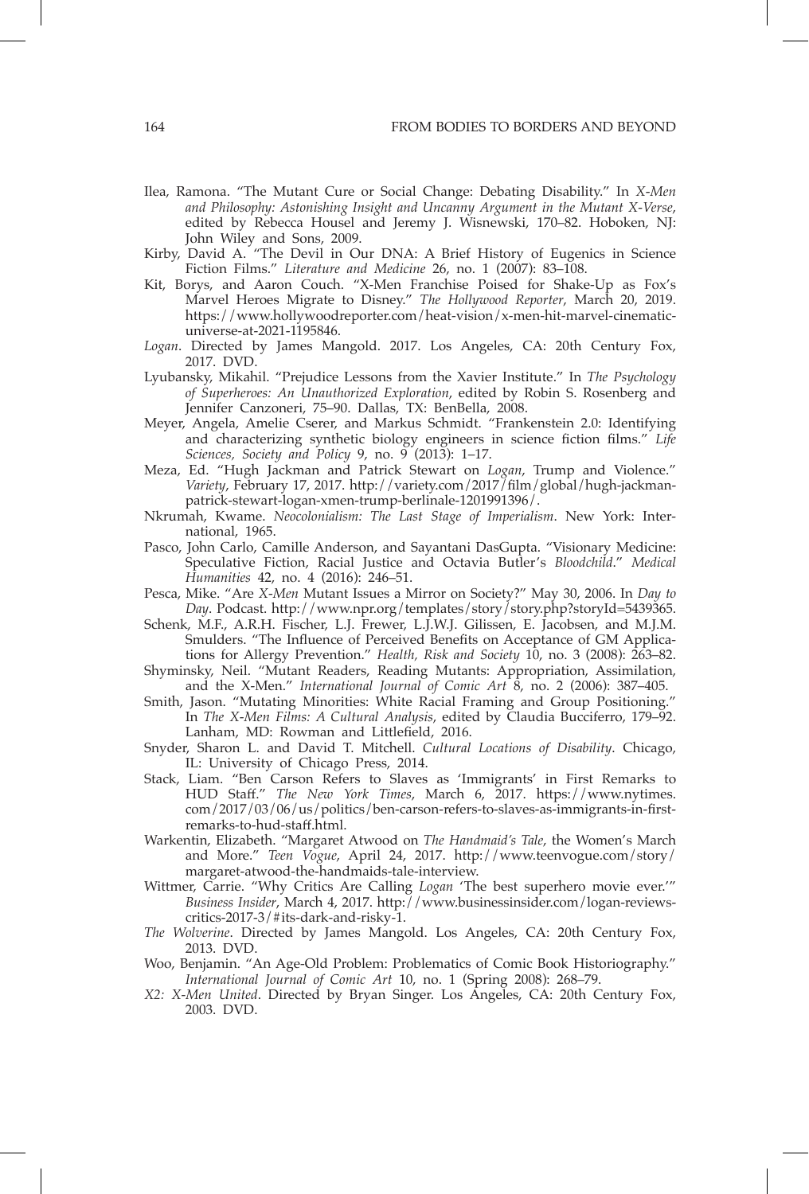Ilea, Ramona. "The Mutant Cure or Social Change: Debating Disability." In *X-Men and Philosophy: Astonishing Insight and Uncanny Argument in the Mutant X-Verse*, edited by Rebecca Housel and Jeremy J. Wisnewski, 170–82. Hoboken, NJ: John Wiley and Sons, 2009.

Kirby, David A. "The Devil in Our DNA: A Brief History of Eugenics in Science Fiction Films." *Literature and Medicine* 26, no. 1 (2007): 83–108.

Kit, Borys, and Aaron Couch. "X-Men Franchise Poised for Shake-Up as Fox's Marvel Heroes Migrate to Disney." *The Hollywood Reporter*, March 20, 2019. https://www.hollywoodreporter.com/heat-vision/x-men-hit-marvel-cinematic-universe-at-2021-1195846.

*Logan*. Directed by James Mangold. 2017. Los Angeles, CA: 20th Century Fox, 2017. DVD.

Lyubansky, Mikahil. "Prejudice Lessons from the Xavier Institute." In *The Psychology of Superheroes: An Unauthorized Exploration*, edited by Robin S. Rosenberg and Jennifer Canzoneri, 75–90. Dallas, TX: BenBella, 2008.

Meyer, Angela, Amelie Cserer, and Markus Schmidt. "Frankenstein 2.0: Identifying and characterizing synthetic biology engineers in science fiction films." *Life Sciences, Society and Policy* 9, no. 9 (2013): 1–17.

Meza, Ed. "Hugh Jackman and Patrick Stewart on *Logan*, Trump and Violence." *Variety*, February 17, 2017. http://variety.com/2017/film/global/hugh-jackman-patrick-stewart-logan-xmen-trump-berlinale-1201991396/.

Nkrumah, Kwame. *Neocolonialism: The Last Stage of Imperialism*. New York: International, 1965.

Pasco, John Carlo, Camille Anderson, and Sayantani DasGupta. "Visionary Medicine: Speculative Fiction, Racial Justice and Octavia Butler's *Bloodchild*." *Medical Humanities* 42, no. 4 (2016): 246–51.

Pesca, Mike. "Are *X-Men* Mutant Issues a Mirror on Society?" May 30, 2006. In *Day to Day*. Podcast. http://www.npr.org/templates/story/story.php?storyId=5439365.

Schenk, M.F., A.R.H. Fischer, L.J. Frewer, L.J.W.J. Gilissen, E. Jacobsen, and M.J.M. Smulders. "The Influence of Perceived Benefits on Acceptance of GM Applications for Allergy Prevention." *Health, Risk and Society* 10, no. 3 (2008): 263–82.

Shyminsky, Neil. "Mutant Readers, Reading Mutants: Appropriation, Assimilation, and the X-Men." *International Journal of Comic Art* 8, no. 2 (2006): 387–405.

Smith, Jason. "Mutating Minorities: White Racial Framing and Group Positioning." In *The X-Men Films: A Cultural Analysis*, edited by Claudia Bucciferro, 179–92. Lanham, MD: Rowman and Littlefield, 2016.

Snyder, Sharon L. and David T. Mitchell. *Cultural Locations of Disability*. Chicago, IL: University of Chicago Press, 2014.

Stack, Liam. "Ben Carson Refers to Slaves as 'Immigrants' in First Remarks to HUD Staff." *The New York Times*, March 6, 2017. https://www.nytimes.com/2017/03/06/us/politics/ben-carson-refers-to-slaves-as-immigrants-in-first-remarks-to-hud-staff.html.

Warkentin, Elizabeth. "Margaret Atwood on *The Handmaid's Tale*, the Women's March and More." *Teen Vogue*, April 24, 2017. http://www.teenvogue.com/story/margaret-atwood-the-handmaids-tale-interview.

Wittmer, Carrie. "Why Critics Are Calling *Logan* 'The best superhero movie ever.'" *Business Insider*, March 4, 2017. http://www.businessinsider.com/logan-reviews-critics-2017-3/#its-dark-and-risky-1.

*The Wolverine*. Directed by James Mangold. Los Angeles, CA: 20th Century Fox, 2013. DVD.

Woo, Benjamin. "An Age-Old Problem: Problematics of Comic Book Historiography." *International Journal of Comic Art* 10, no. 1 (Spring 2008): 268–79.

*X2: X-Men United*. Directed by Bryan Singer. Los Angeles, CA: 20th Century Fox, 2003. DVD.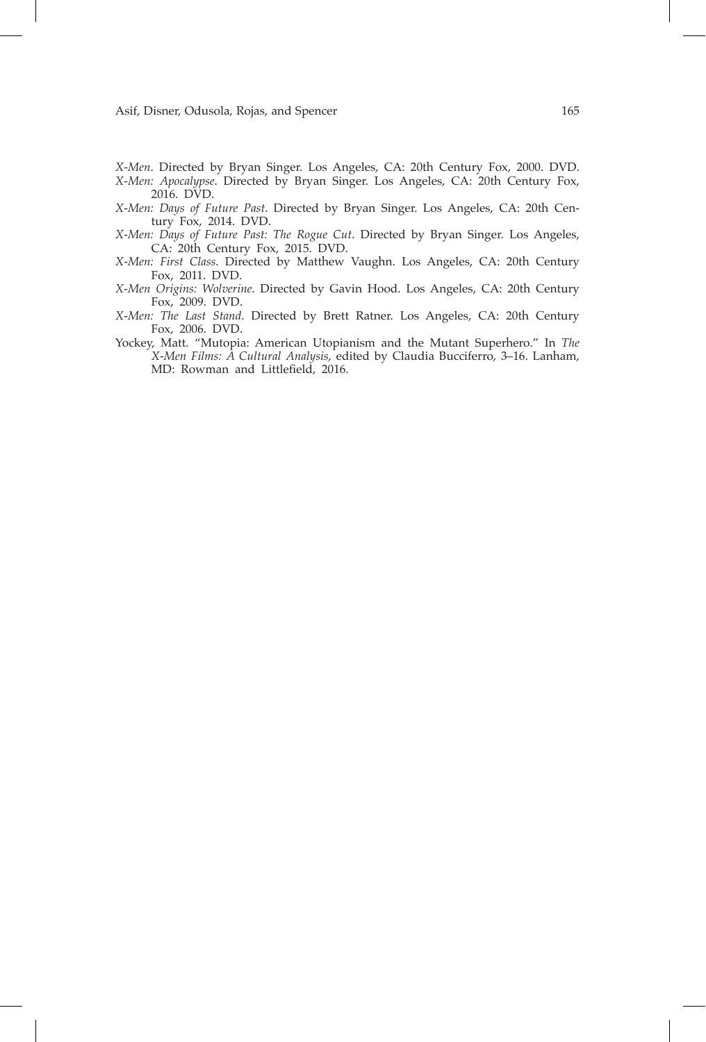*X-Men*. Directed by Bryan Singer. Los Angeles, CA: 20th Century Fox, 2000. DVD.

*X-Men: Apocalypse*. Directed by Bryan Singer. Los Angeles, CA: 20th Century Fox, 2016. DVD.

*X-Men: Days of Future Past*. Directed by Bryan Singer. Los Angeles, CA: 20th Century Fox, 2014. DVD.

*X-Men: Days of Future Past: The Rogue Cut*. Directed by Bryan Singer. Los Angeles, CA: 20th Century Fox, 2015. DVD.

*X-Men: First Class*. Directed by Matthew Vaughn. Los Angeles, CA: 20th Century Fox, 2011. DVD.

*X-Men Origins: Wolverine*. Directed by Gavin Hood. Los Angeles, CA: 20th Century Fox, 2009. DVD.

*X-Men: The Last Stand*. Directed by Brett Ratner. Los Angeles, CA: 20th Century Fox, 2006. DVD.

Yockey, Matt. "Mutopia: American Utopianism and the Mutant Superhero." In *The X-Men Films: A Cultural Analysis*, edited by Claudia Bucciferro, 3–16. Lanham, MD: Rowman and Littlefield, 2016.